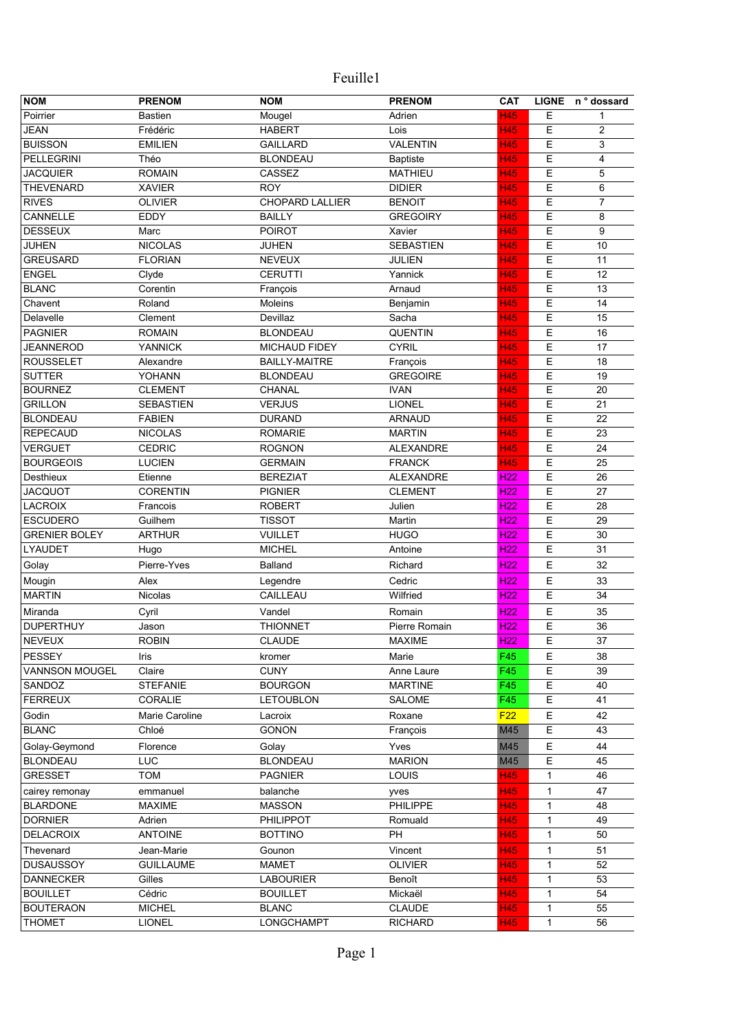# Feuille1

| NOM | PRENOM | NOM | PRENOM | CAT | LIGNE | n ° dossard |
|---|---|---|---|---|---|---|
| Poirrier | Bastien | Mougel | Adrien | H45 | E | 1 |
| JEAN | Frédéric | HABERT | Lois | H45 | E | 2 |
| BUISSON | EMILIEN | GAILLARD | VALENTIN | H45 | E | 3 |
| PELLEGRINI | Théo | BLONDEAU | Baptiste | H45 | E | 4 |
| JACQUIER | ROMAIN | CASSEZ | MATHIEU | H45 | E | 5 |
| THEVENARD | XAVIER | ROY | DIDIER | H45 | E | 6 |
| RIVES | OLIVIER | CHOPARD LALLIER | BENOIT | H45 | E | 7 |
| CANNELLE | EDDY | BAILLY | GREGOIRY | H45 | E | 8 |
| DESSEUX | Marc | POIROT | Xavier | H45 | E | 9 |
| JUHEN | NICOLAS | JUHEN | SEBASTIEN | H45 | E | 10 |
| GREUSARD | FLORIAN | NEVEUX | JULIEN | H45 | E | 11 |
| ENGEL | Clyde | CERUTTI | Yannick | H45 | E | 12 |
| BLANC | Corentin | François | Arnaud | H45 | E | 13 |
| Chavent | Roland | Moleins | Benjamin | H45 | E | 14 |
| Delavelle | Clement | Devillaz | Sacha | H45 | E | 15 |
| PAGNIER | ROMAIN | BLONDEAU | QUENTIN | H45 | E | 16 |
| JEANNEROD | YANNICK | MICHAUD FIDEY | CYRIL | H45 | E | 17 |
| ROUSSELET | Alexandre | BAILLY-MAITRE | François | H45 | E | 18 |
| SUTTER | YOHANN | BLONDEAU | GREGOIRE | H45 | E | 19 |
| BOURNEZ | CLEMENT | CHANAL | IVAN | H45 | E | 20 |
| GRILLON | SEBASTIEN | VERJUS | LIONEL | H45 | E | 21 |
| BLONDEAU | FABIEN | DURAND | ARNAUD | H45 | E | 22 |
| REPECAUD | NICOLAS | ROMARIE | MARTIN | H45 | E | 23 |
| VERGUET | CEDRIC | ROGNON | ALEXANDRE | H45 | E | 24 |
| BOURGEOIS | LUCIEN | GERMAIN | FRANCK | H45 | E | 25 |
| Desthieux | Etienne | BEREZIAT | ALEXANDRE | H22 | E | 26 |
| JACQUOT | CORENTIN | PIGNIER | CLEMENT | H22 | E | 27 |
| LACROIX | Francois | ROBERT | Julien | H22 | E | 28 |
| ESCUDERO | Guilhem | TISSOT | Martin | H22 | E | 29 |
| GRENIER BOLEY | ARTHUR | VUILLET | HUGO | H22 | E | 30 |
| LYAUDET | Hugo | MICHEL | Antoine | H22 | E | 31 |
| Golay | Pierre-Yves | Balland | Richard | H22 | E | 32 |
| Mougin | Alex | Legendre | Cedric | H22 | E | 33 |
| MARTIN | Nicolas | CAILLEAU | Wilfried | H22 | E | 34 |
| Miranda | Cyril | Vandel | Romain | H22 | E | 35 |
| DUPERTHUY | Jason | THIONNET | Pierre Romain | H22 | E | 36 |
| NEVEUX | ROBIN | CLAUDE | MAXIME | H22 | E | 37 |
| PESSEY | Iris | kromer | Marie | F45 | E | 38 |
| VANNSON MOUGEL | Claire | CUNY | Anne Laure | F45 | E | 39 |
| SANDOZ | STEFANIE | BOURGON | MARTINE | F45 | E | 40 |
| FERREUX | CORALIE | LETOUBLON | SALOME | F45 | E | 41 |
| Godin | Marie Caroline | Lacroix | Roxane | F22 | E | 42 |
| BLANC | Chloé | GONON | François | M45 | E | 43 |
| Golay-Geymond | Florence | Golay | Yves | M45 | E | 44 |
| BLONDEAU | LUC | BLONDEAU | MARION | M45 | E | 45 |
| GRESSET | TOM | PAGNIER | LOUIS | H45 | 1 | 46 |
| cairey remonay | emmanuel | balanche | yves | H45 | 1 | 47 |
| BLARDONE | MAXIME | MASSON | PHILIPPE | H45 | 1 | 48 |
| DORNIER | Adrien | PHILIPPOT | Romuald | H45 | 1 | 49 |
| DELACROIX | ANTOINE | BOTTINO | PH | H45 | 1 | 50 |
| Thevenard | Jean-Marie | Gounon | Vincent | H45 | 1 | 51 |
| DUSAUSSOY | GUILLAUME | MAMET | OLIVIER | H45 | 1 | 52 |
| DANNECKER | Gilles | LABOURIER | Benoît | H45 | 1 | 53 |
| BOUILLET | Cédric | BOUILLET | Mickaël | H45 | 1 | 54 |
| BOUTERAON | MICHEL | BLANC | CLAUDE | H45 | 1 | 55 |
| THOMET | LIONEL | LONGCHAMPT | RICHARD | H45 | 1 | 56 |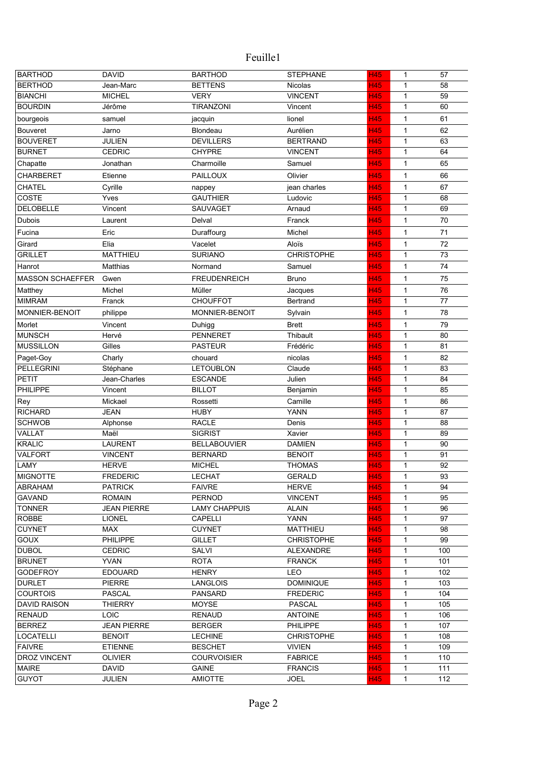Feuille1

| BARTHOD | DAVID | BARTHOD | STEPHANE | H45 | 1 | 57 |
|---|---|---|---|---|---|---|
| BERTHOD | Jean-Marc | BETTENS | Nicolas | H45 | 1 | 58 |
| BIANCHI | MICHEL | VERY | VINCENT | H45 | 1 | 59 |
| BOURDIN | Jérôme | TIRANZONI | Vincent | H45 | 1 | 60 |
| bourgeois | samuel | jacquin | lionel | H45 | 1 | 61 |
| Bouveret | Jarno | Blondeau | Aurélien | H45 | 1 | 62 |
| BOUVERET | JULIEN | DEVILLERS | BERTRAND | H45 | 1 | 63 |
| BURNET | CEDRIC | CHYPRE | VINCENT | H45 | 1 | 64 |
| Chapatte | Jonathan | Charmoille | Samuel | H45 | 1 | 65 |
| CHARBERET | Etienne | PAILLOUX | Olivier | H45 | 1 | 66 |
| CHATEL | Cyrille | nappey | jean charles | H45 | 1 | 67 |
| COSTE | Yves | GAUTHIER | Ludovic | H45 | 1 | 68 |
| DELOBELLE | Vincent | SAUVAGET | Arnaud | H45 | 1 | 69 |
| Dubois | Laurent | Delval | Franck | H45 | 1 | 70 |
| Fucina | Eric | Duraffourg | Michel | H45 | 1 | 71 |
| Girard | Elia | Vacelet | Aloïs | H45 | 1 | 72 |
| GRILLET | MATTHIEU | SURIANO | CHRISTOPHE | H45 | 1 | 73 |
| Hanrot | Matthias | Normand | Samuel | H45 | 1 | 74 |
| MASSON SCHAEFFER | Gwen | FREUDENREICH | Bruno | H45 | 1 | 75 |
| Matthey | Michel | Müller | Jacques | H45 | 1 | 76 |
| MIMRAM | Franck | CHOUFFOT | Bertrand | H45 | 1 | 77 |
| MONNIER-BENOIT | philippe | MONNIER-BENOIT | Sylvain | H45 | 1 | 78 |
| Morlet | Vincent | Duhigg | Brett | H45 | 1 | 79 |
| MUNSCH | Hervé | PENNERET | Thibault | H45 | 1 | 80 |
| MUSSILLON | Gilles | PASTEUR | Frédéric | H45 | 1 | 81 |
| Paget-Goy | Charly | chouard | nicolas | H45 | 1 | 82 |
| PELLEGRINI | Stéphane | LETOUBLON | Claude | H45 | 1 | 83 |
| PETIT | Jean-Charles | ESCANDE | Julien | H45 | 1 | 84 |
| PHILIPPE | Vincent | BILLOT | Benjamin | H45 | 1 | 85 |
| Rey | Mickael | Rossetti | Camille | H45 | 1 | 86 |
| RICHARD | JEAN | HUBY | YANN | H45 | 1 | 87 |
| SCHWOB | Alphonse | RACLE | Denis | H45 | 1 | 88 |
| VALLAT | Maël | SIGRIST | Xavier | H45 | 1 | 89 |
| KRALIC | LAURENT | BELLABOUVIER | DAMIEN | H45 | 1 | 90 |
| VALFORT | VINCENT | BERNARD | BENOIT | H45 | 1 | 91 |
| LAMY | HERVE | MICHEL | THOMAS | H45 | 1 | 92 |
| MIGNOTTE | FREDERIC | LECHAT | GERALD | H45 | 1 | 93 |
| ABRAHAM | PATRICK | FAIVRE | HERVE | H45 | 1 | 94 |
| GAVAND | ROMAIN | PERNOD | VINCENT | H45 | 1 | 95 |
| TONNER | JEAN PIERRE | LAMY CHAPPUIS | ALAIN | H45 | 1 | 96 |
| ROBBE | LIONEL | CAPELLI | YANN | H45 | 1 | 97 |
| CUYNET | MAX | CUYNET | MATTHIEU | H45 | 1 | 98 |
| GOUX | PHILIPPE | GILLET | CHRISTOPHE | H45 | 1 | 99 |
| DUBOL | CEDRIC | SALVI | ALEXANDRE | H45 | 1 | 100 |
| BRUNET | YVAN | ROTA | FRANCK | H45 | 1 | 101 |
| GODEFROY | EDOUARD | HENRY | LEO | H45 | 1 | 102 |
| DURLET | PIERRE | LANGLOIS | DOMINIQUE | H45 | 1 | 103 |
| COURTOIS | PASCAL | PANSARD | FREDERIC | H45 | 1 | 104 |
| DAVID RAISON | THIERRY | MOYSE | PASCAL | H45 | 1 | 105 |
| RENAUD | LOIC | RENAUD | ANTOINE | H45 | 1 | 106 |
| BERREZ | JEAN PIERRE | BERGER | PHILIPPE | H45 | 1 | 107 |
| LOCATELLI | BENOIT | LECHINE | CHRISTOPHE | H45 | 1 | 108 |
| FAIVRE | ETIENNE | BESCHET | VIVIEN | H45 | 1 | 109 |
| DROZ VINCENT | OLIVIER | COURVOISIER | FABRICE | H45 | 1 | 110 |
| MAIRE | DAVID | GAINE | FRANCIS | H45 | 1 | 111 |
| GUYOT | JULIEN | AMIOTTE | JOEL | H45 | 1 | 112 |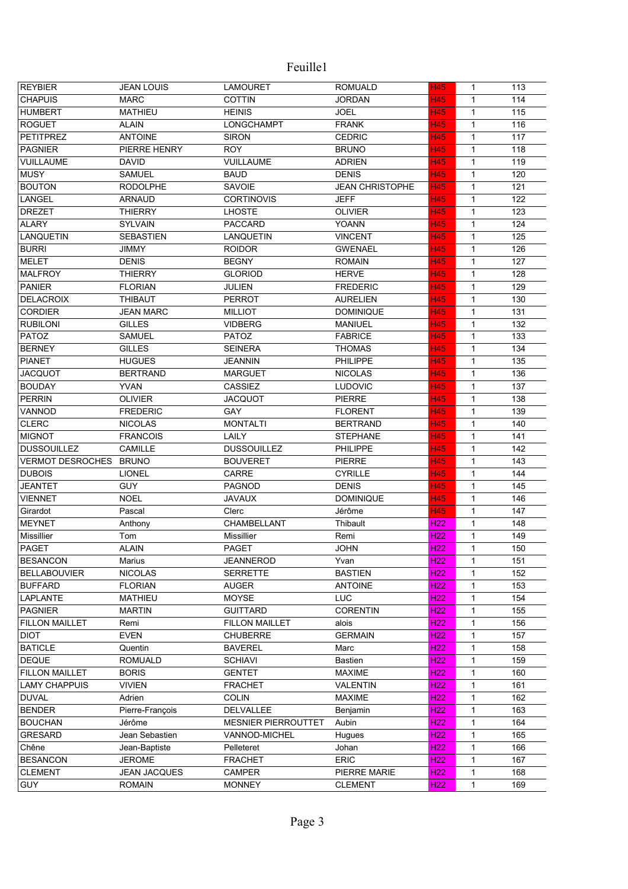| REYBIER | JEAN LOUIS | LAMOURET | ROMUALD | H45 | 1 | 113 |
|---|---|---|---|---|---|---|
| CHAPUIS | MARC | COTTIN | JORDAN | H45 | 1 | 114 |
| HUMBERT | MATHIEU | HEINIS | JOEL | H45 | 1 | 115 |
| ROGUET | ALAIN | LONGCHAMPT | FRANK | H45 | 1 | 116 |
| PETITPREZ | ANTOINE | SIRON | CEDRIC | H45 | 1 | 117 |
| PAGNIER | PIERRE HENRY | ROY | BRUNO | H45 | 1 | 118 |
| VUILLAUME | DAVID | VUILLAUME | ADRIEN | H45 | 1 | 119 |
| MUSY | SAMUEL | BAUD | DENIS | H45 | 1 | 120 |
| BOUTON | RODOLPHE | SAVOIE | JEAN CHRISTOPHE | H45 | 1 | 121 |
| LANGEL | ARNAUD | CORTINOVIS | JEFF | H45 | 1 | 122 |
| DREZET | THIERRY | LHOSTE | OLIVIER | H45 | 1 | 123 |
| ALARY | SYLVAIN | PACCARD | YOANN | H45 | 1 | 124 |
| LANQUETIN | SEBASTIEN | LANQUETIN | VINCENT | H45 | 1 | 125 |
| BURRI | JIMMY | ROIDOR | GWENAEL | H45 | 1 | 126 |
| MELET | DENIS | BEGNY | ROMAIN | H45 | 1 | 127 |
| MALFROY | THIERRY | GLORIOD | HERVE | H45 | 1 | 128 |
| PANIER | FLORIAN | JULIEN | FREDERIC | H45 | 1 | 129 |
| DELACROIX | THIBAUT | PERROT | AURELIEN | H45 | 1 | 130 |
| CORDIER | JEAN MARC | MILLIOT | DOMINIQUE | H45 | 1 | 131 |
| RUBILONI | GILLES | VIDBERG | MANIUEL | H45 | 1 | 132 |
| PATOZ | SAMUEL | PATOZ | FABRICE | H45 | 1 | 133 |
| BERNEY | GILLES | SEINERA | THOMAS | H45 | 1 | 134 |
| PIANET | HUGUES | JEANNIN | PHILIPPE | H45 | 1 | 135 |
| JACQUOT | BERTRAND | MARGUET | NICOLAS | H45 | 1 | 136 |
| BOUDAY | YVAN | CASSIEZ | LUDOVIC | H45 | 1 | 137 |
| PERRIN | OLIVIER | JACQUOT | PIERRE | H45 | 1 | 138 |
| VANNOD | FREDERIC | GAY | FLORENT | H45 | 1 | 139 |
| CLERC | NICOLAS | MONTALTI | BERTRAND | H45 | 1 | 140 |
| MIGNOT | FRANCOIS | LAILY | STEPHANE | H45 | 1 | 141 |
| DUSSOUILLEZ | CAMILLE | DUSSOUILLEZ | PHILIPPE | H45 | 1 | 142 |
| VERMOT DESROCHES | BRUNO | BOUVERET | PIERRE | H45 | 1 | 143 |
| DUBOIS | LIONEL | CARRE | CYRILLE | H45 | 1 | 144 |
| JEANTET | GUY | PAGNOD | DENIS | H45 | 1 | 145 |
| VIENNET | NOEL | JAVAUX | DOMINIQUE | H45 | 1 | 146 |
| Girardot | Pascal | Clerc | Jérôme | H45 | 1 | 147 |
| MEYNET | Anthony | CHAMBELLANT | Thibault | H22 | 1 | 148 |
| Missillier | Tom | Missillier | Remi | H22 | 1 | 149 |
| PAGET | ALAIN | PAGET | JOHN | H22 | 1 | 150 |
| BESANCON | Marius | JEANNEROD | Yvan | H22 | 1 | 151 |
| BELLABOUVIER | NICOLAS | SERRETTE | BASTIEN | H22 | 1 | 152 |
| BUFFARD | FLORIAN | AUGER | ANTOINE | H22 | 1 | 153 |
| LAPLANTE | MATHIEU | MOYSE | LUC | H22 | 1 | 154 |
| PAGNIER | MARTIN | GUITTARD | CORENTIN | H22 | 1 | 155 |
| FILLON MAILLET | Remi | FILLON MAILLET | alois | H22 | 1 | 156 |
| DIOT | EVEN | CHUBERRE | GERMAIN | H22 | 1 | 157 |
| BATICLE | Quentin | BAVEREL | Marc | H22 | 1 | 158 |
| DEQUE | ROMUALD | SCHIAVI | Bastien | H22 | 1 | 159 |
| FILLON MAILLET | BORIS | GENTET | MAXIME | H22 | 1 | 160 |
| LAMY CHAPPUIS | VIVIEN | FRACHET | VALENTIN | H22 | 1 | 161 |
| DUVAL | Adrien | COLIN | MAXIME | H22 | 1 | 162 |
| BENDER | Pierre-François | DELVALLEE | Benjamin | H22 | 1 | 163 |
| BOUCHAN | Jérôme | MESNIER PIERROUTTET | Aubin | H22 | 1 | 164 |
| GRESARD | Jean Sebastien | VANNOD-MICHEL | Hugues | H22 | 1 | 165 |
| Chêne | Jean-Baptiste | Pelleteret | Johan | H22 | 1 | 166 |
| BESANCON | JEROME | FRACHET | ERIC | H22 | 1 | 167 |
| CLEMENT | JEAN JACQUES | CAMPER | PIERRE MARIE | H22 | 1 | 168 |
| GUY | ROMAIN | MONNEY | CLEMENT | H22 | 1 | 169 |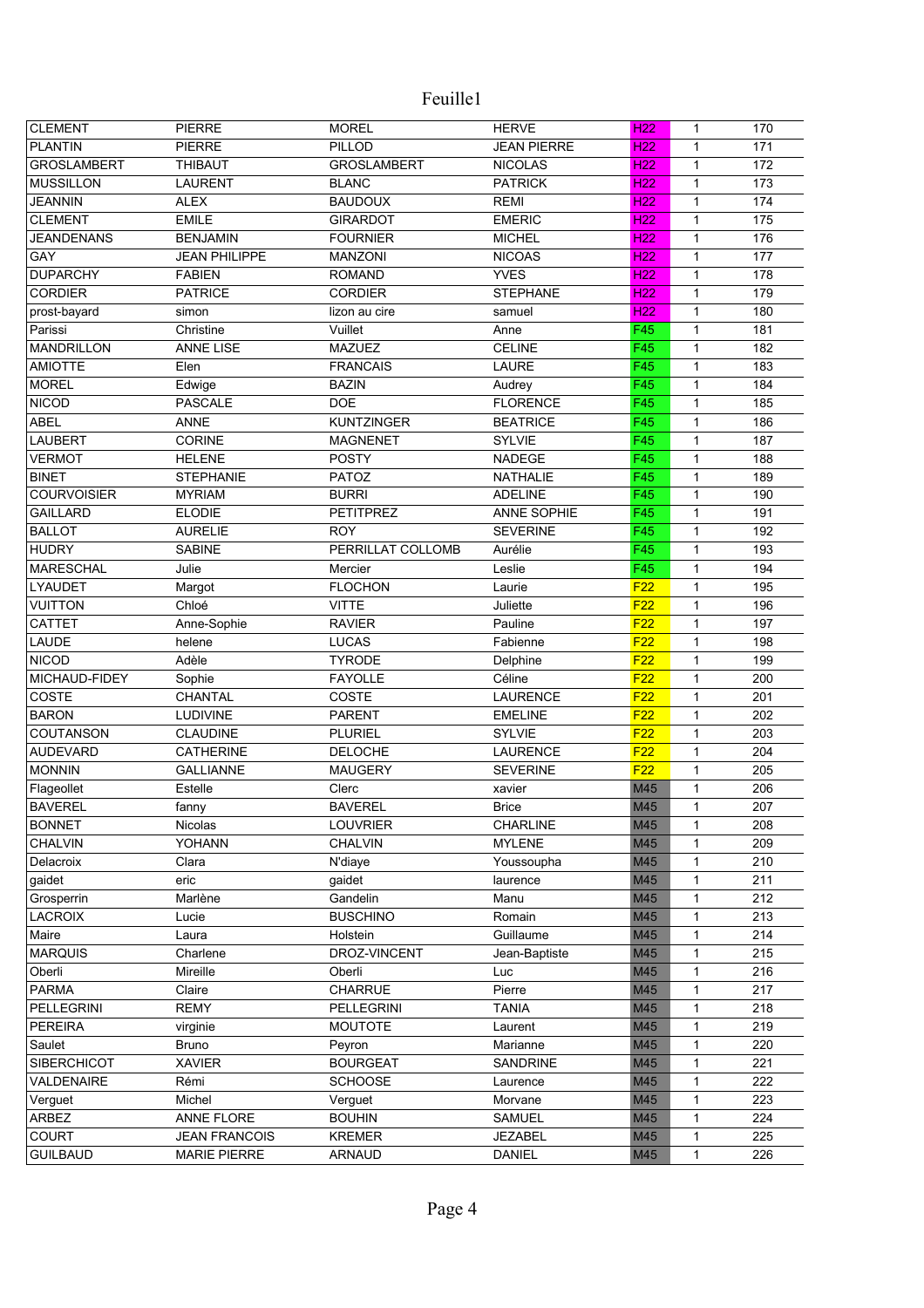# Feuille1

| CLEMENT | PIERRE | MOREL | HERVE | H22 | 1 | 170 |
|---|---|---|---|---|---|---|
| PLANTIN | PIERRE | PILLOD | JEAN PIERRE | H22 | 1 | 171 |
| GROSLAMBERT | THIBAUT | GROSLAMBERT | NICOLAS | H22 | 1 | 172 |
| MUSSILLON | LAURENT | BLANC | PATRICK | H22 | 1 | 173 |
| JEANNIN | ALEX | BAUDOUX | REMI | H22 | 1 | 174 |
| CLEMENT | EMILE | GIRARDOT | EMERIC | H22 | 1 | 175 |
| JEANDENANS | BENJAMIN | FOURNIER | MICHEL | H22 | 1 | 176 |
| GAY | JEAN PHILIPPE | MANZONI | NICOAS | H22 | 1 | 177 |
| DUPARCHY | FABIEN | ROMAND | YVES | H22 | 1 | 178 |
| CORDIER | PATRICE | CORDIER | STEPHANE | H22 | 1 | 179 |
| prost-bayard | simon | lizon au cire | samuel | H22 | 1 | 180 |
| Parissi | Christine | Vuillet | Anne | F45 | 1 | 181 |
| MANDRILLON | ANNE LISE | MAZUEZ | CELINE | F45 | 1 | 182 |
| AMIOTTE | Elen | FRANCAIS | LAURE | F45 | 1 | 183 |
| MOREL | Edwige | BAZIN | Audrey | F45 | 1 | 184 |
| NICOD | PASCALE | DOE | FLORENCE | F45 | 1 | 185 |
| ABEL | ANNE | KUNTZINGER | BEATRICE | F45 | 1 | 186 |
| LAUBERT | CORINE | MAGNENET | SYLVIE | F45 | 1 | 187 |
| VERMOT | HELENE | POSTY | NADEGE | F45 | 1 | 188 |
| BINET | STEPHANIE | PATOZ | NATHALIE | F45 | 1 | 189 |
| COURVOISIER | MYRIAM | BURRI | ADELINE | F45 | 1 | 190 |
| GAILLARD | ELODIE | PETITPREZ | ANNE SOPHIE | F45 | 1 | 191 |
| BALLOT | AURELIE | ROY | SEVERINE | F45 | 1 | 192 |
| HUDRY | SABINE | PERRILLAT COLLOMB | Aurélie | F45 | 1 | 193 |
| MARESCHAL | Julie | Mercier | Leslie | F45 | 1 | 194 |
| LYAUDET | Margot | FLOCHON | Laurie | F22 | 1 | 195 |
| VUITTON | Chloé | VITTE | Juliette | F22 | 1 | 196 |
| CATTET | Anne-Sophie | RAVIER | Pauline | F22 | 1 | 197 |
| LAUDE | helene | LUCAS | Fabienne | F22 | 1 | 198 |
| NICOD | Adèle | TYRODE | Delphine | F22 | 1 | 199 |
| MICHAUD-FIDEY | Sophie | FAYOLLE | Céline | F22 | 1 | 200 |
| COSTE | CHANTAL | COSTE | LAURENCE | F22 | 1 | 201 |
| BARON | LUDIVINE | PARENT | EMELINE | F22 | 1 | 202 |
| COUTANSON | CLAUDINE | PLURIEL | SYLVIE | F22 | 1 | 203 |
| AUDEVARD | CATHERINE | DELOCHE | LAURENCE | F22 | 1 | 204 |
| MONNIN | GALLIANNE | MAUGERY | SEVERINE | F22 | 1 | 205 |
| Flageollet | Estelle | Clerc | xavier | M45 | 1 | 206 |
| BAVEREL | fanny | BAVEREL | Brice | M45 | 1 | 207 |
| BONNET | Nicolas | LOUVRIER | CHARLINE | M45 | 1 | 208 |
| CHALVIN | YOHANN | CHALVIN | MYLENE | M45 | 1 | 209 |
| Delacroix | Clara | N'diaye | Youssoupha | M45 | 1 | 210 |
| gaidet | eric | gaidet | laurence | M45 | 1 | 211 |
| Grosperrin | Marlène | Gandelin | Manu | M45 | 1 | 212 |
| LACROIX | Lucie | BUSCHINO | Romain | M45 | 1 | 213 |
| Maire | Laura | Holstein | Guillaume | M45 | 1 | 214 |
| MARQUIS | Charlene | DROZ-VINCENT | Jean-Baptiste | M45 | 1 | 215 |
| Oberli | Mireille | Oberli | Luc | M45 | 1 | 216 |
| PARMA | Claire | CHARRUE | Pierre | M45 | 1 | 217 |
| PELLEGRINI | REMY | PELLEGRINI | TANIA | M45 | 1 | 218 |
| PEREIRA | virginie | MOUTOTE | Laurent | M45 | 1 | 219 |
| Saulet | Bruno | Peyron | Marianne | M45 | 1 | 220 |
| SIBERCHICOT | XAVIER | BOURGEAT | SANDRINE | M45 | 1 | 221 |
| VALDENAIRE | Rémi | SCHOOSE | Laurence | M45 | 1 | 222 |
| Verguet | Michel | Verguet | Morvane | M45 | 1 | 223 |
| ARBEZ | ANNE FLORE | BOUHIN | SAMUEL | M45 | 1 | 224 |
| COURT | JEAN FRANCOIS | KREMER | JEZABEL | M45 | 1 | 225 |
| GUILBAUD | MARIE PIERRE | ARNAUD | DANIEL | M45 | 1 | 226 |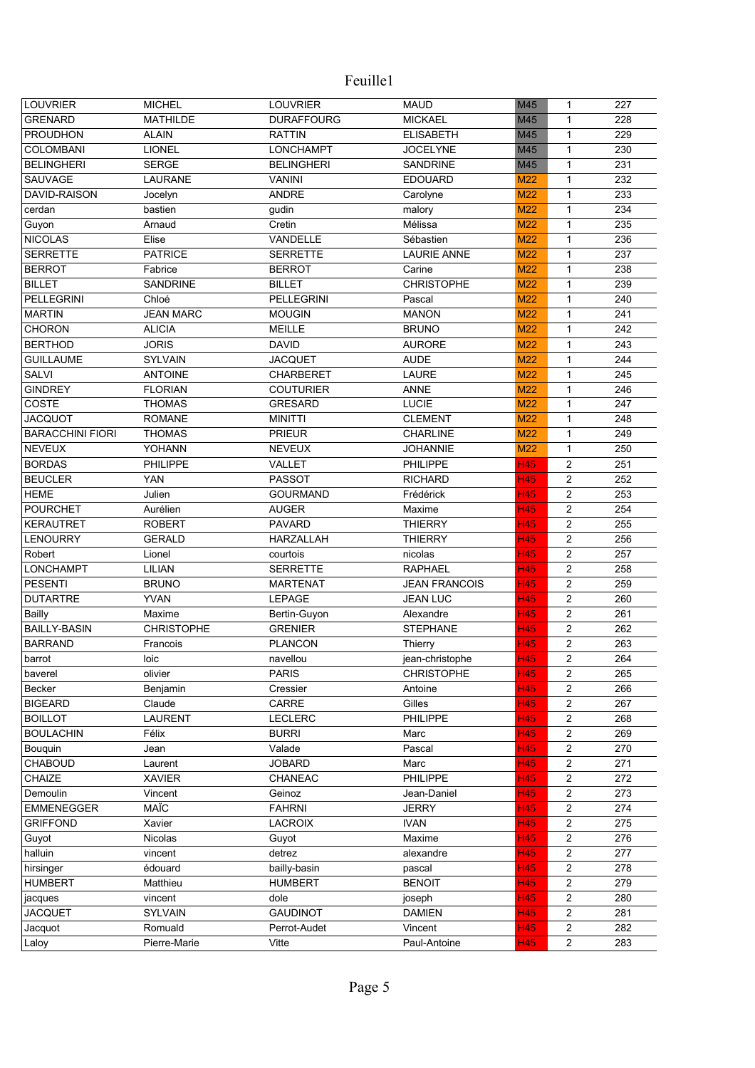# Feuille1

| | | | | | | |
|---|---|---|---|---|---|---|
| LOUVRIER | MICHEL | LOUVRIER | MAUD | M45 | 1 | 227 |
| GRENARD | MATHILDE | DURAFFOURG | MICKAEL | M45 | 1 | 228 |
| PROUDHON | ALAIN | RATTIN | ELISABETH | M45 | 1 | 229 |
| COLOMBANI | LIONEL | LONCHAMPT | JOCELYNE | M45 | 1 | 230 |
| BELINGHERI | SERGE | BELINGHERI | SANDRINE | M45 | 1 | 231 |
| SAUVAGE | LAURANE | VANINI | EDOUARD | M22 | 1 | 232 |
| DAVID-RAISON | Jocelyn | ANDRE | Carolyne | M22 | 1 | 233 |
| cerdan | bastien | gudin | malory | M22 | 1 | 234 |
| Guyon | Arnaud | Cretin | Mélissa | M22 | 1 | 235 |
| NICOLAS | Elise | VANDELLE | Sébastien | M22 | 1 | 236 |
| SERRETTE | PATRICE | SERRETTE | LAURIE ANNE | M22 | 1 | 237 |
| BERROT | Fabrice | BERROT | Carine | M22 | 1 | 238 |
| BILLET | SANDRINE | BILLET | CHRISTOPHE | M22 | 1 | 239 |
| PELLEGRINI | Chloé | PELLEGRINI | Pascal | M22 | 1 | 240 |
| MARTIN | JEAN MARC | MOUGIN | MANON | M22 | 1 | 241 |
| CHORON | ALICIA | MEILLE | BRUNO | M22 | 1 | 242 |
| BERTHOD | JORIS | DAVID | AURORE | M22 | 1 | 243 |
| GUILLAUME | SYLVAIN | JACQUET | AUDE | M22 | 1 | 244 |
| SALVI | ANTOINE | CHARBERET | LAURE | M22 | 1 | 245 |
| GINDREY | FLORIAN | COUTURIER | ANNE | M22 | 1 | 246 |
| COSTE | THOMAS | GRESARD | LUCIE | M22 | 1 | 247 |
| JACQUOT | ROMANE | MINITTI | CLEMENT | M22 | 1 | 248 |
| BARACCHINI FIORI | THOMAS | PRIEUR | CHARLINE | M22 | 1 | 249 |
| NEVEUX | YOHANN | NEVEUX | JOHANNIE | M22 | 1 | 250 |
| BORDAS | PHILIPPE | VALLET | PHILIPPE | H45 | 2 | 251 |
| BEUCLER | YAN | PASSOT | RICHARD | H45 | 2 | 252 |
| HEME | Julien | GOURMAND | Frédérick | H45 | 2 | 253 |
| POURCHET | Aurélien | AUGER | Maxime | H45 | 2 | 254 |
| KERAUTRET | ROBERT | PAVARD | THIERRY | H45 | 2 | 255 |
| LENOURRY | GERALD | HARZALLAH | THIERRY | H45 | 2 | 256 |
| Robert | Lionel | courtois | nicolas | H45 | 2 | 257 |
| LONCHAMPT | LILIAN | SERRETTE | RAPHAEL | H45 | 2 | 258 |
| PESENTI | BRUNO | MARTENAT | JEAN FRANCOIS | H45 | 2 | 259 |
| DUTARTRE | YVAN | LEPAGE | JEAN LUC | H45 | 2 | 260 |
| Bailly | Maxime | Bertin-Guyon | Alexandre | H45 | 2 | 261 |
| BAILLY-BASIN | CHRISTOPHE | GRENIER | STEPHANE | H45 | 2 | 262 |
| BARRAND | Francois | PLANCON | Thierry | H45 | 2 | 263 |
| barrot | loic | navellou | jean-christophe | H45 | 2 | 264 |
| baverel | olivier | PARIS | CHRISTOPHE | H45 | 2 | 265 |
| Becker | Benjamin | Cressier | Antoine | H45 | 2 | 266 |
| BIGEARD | Claude | CARRE | Gilles | H45 | 2 | 267 |
| BOILLOT | LAURENT | LECLERC | PHILIPPE | H45 | 2 | 268 |
| BOULACHIN | Félix | BURRI | Marc | H45 | 2 | 269 |
| Bouquin | Jean | Valade | Pascal | H45 | 2 | 270 |
| CHABOUD | Laurent | JOBARD | Marc | H45 | 2 | 271 |
| CHAIZE | XAVIER | CHANEAC | PHILIPPE | H45 | 2 | 272 |
| Demoulin | Vincent | Geinoz | Jean-Daniel | H45 | 2 | 273 |
| EMMENEGGER | MAÏC | FAHRNI | JERRY | H45 | 2 | 274 |
| GRIFFOND | Xavier | LACROIX | IVAN | H45 | 2 | 275 |
| Guyot | Nicolas | Guyot | Maxime | H45 | 2 | 276 |
| halluin | vincent | detrez | alexandre | H45 | 2 | 277 |
| hirsinger | édouard | bailly-basin | pascal | H45 | 2 | 278 |
| HUMBERT | Matthieu | HUMBERT | BENOIT | H45 | 2 | 279 |
| jacques | vincent | dole | joseph | H45 | 2 | 280 |
| JACQUET | SYLVAIN | GAUDINOT | DAMIEN | H45 | 2 | 281 |
| Jacquot | Romuald | Perrot-Audet | Vincent | H45 | 2 | 282 |
| Laloy | Pierre-Marie | Vitte | Paul-Antoine | H45 | 2 | 283 |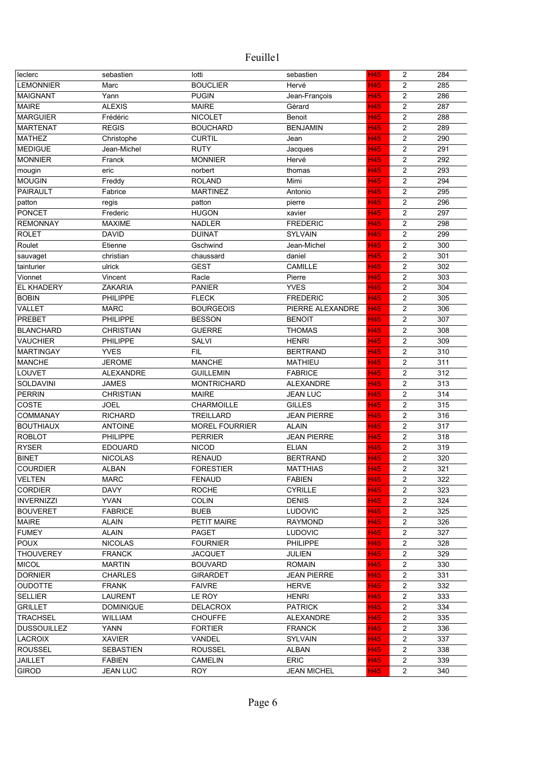# Feuille1

| leclerc | sebastien | lotti | sebastien | H45 | 2 | 284 |
|---|---|---|---|---|---|---|
| LEMONNIER | Marc | BOUCLIER | Hervé | H45 | 2 | 285 |
| MAIGNANT | Yann | PUGIN | Jean-François | H45 | 2 | 286 |
| MAIRE | ALEXIS | MAIRE | Gérard | H45 | 2 | 287 |
| MARGUIER | Frédéric | NICOLET | Benoit | H45 | 2 | 288 |
| MARTENAT | REGIS | BOUCHARD | BENJAMIN | H45 | 2 | 289 |
| MATHEZ | Christophe | CURTIL | Jean | H45 | 2 | 290 |
| MEDIGUE | Jean-Michel | RUTY | Jacques | H45 | 2 | 291 |
| MONNIER | Franck | MONNIER | Hervé | H45 | 2 | 292 |
| mougin | eric | norbert | thomas | H45 | 2 | 293 |
| MOUGIN | Freddy | ROLAND | Mimi | H45 | 2 | 294 |
| PAIRAULT | Fabrice | MARTINEZ | Antonio | H45 | 2 | 295 |
| patton | regis | patton | pierre | H45 | 2 | 296 |
| PONCET | Frederic | HUGON | xavier | H45 | 2 | 297 |
| REMONNAY | MAXIME | NADLER | FREDERIC | H45 | 2 | 298 |
| ROLET | DAVID | DUINAT | SYLVAIN | H45 | 2 | 299 |
| Roulet | Etienne | Gschwind | Jean-Michel | H45 | 2 | 300 |
| sauvaget | christian | chaussard | daniel | H45 | 2 | 301 |
| tainturier | ulrick | GEST | CAMILLE | H45 | 2 | 302 |
| Vionnet | Vincent | Racle | Pierre | H45 | 2 | 303 |
| EL KHADERY | ZAKARIA | PANIER | YVES | H45 | 2 | 304 |
| BOBIN | PHILIPPE | FLECK | FREDERIC | H45 | 2 | 305 |
| VALLET | MARC | BOURGEOIS | PIERRE ALEXANDRE | H45 | 2 | 306 |
| PREBET | PHILIPPE | BESSON | BENOIT | H45 | 2 | 307 |
| BLANCHARD | CHRISTIAN | GUERRE | THOMAS | H45 | 2 | 308 |
| VAUCHIER | PHILIPPE | SALVI | HENRI | H45 | 2 | 309 |
| MARTINGAY | YVES | FIL | BERTRAND | H45 | 2 | 310 |
| MANCHE | JEROME | MANCHE | MATHIEU | H45 | 2 | 311 |
| LOUVET | ALEXANDRE | GUILLEMIN | FABRICE | H45 | 2 | 312 |
| SOLDAVINI | JAMES | MONTRICHARD | ALEXANDRE | H45 | 2 | 313 |
| PERRIN | CHRISTIAN | MAIRE | JEAN LUC | H45 | 2 | 314 |
| COSTE | JOEL | CHARMOILLE | GILLES | H45 | 2 | 315 |
| COMMANAY | RICHARD | TREILLARD | JEAN PIERRE | H45 | 2 | 316 |
| BOUTHIAUX | ANTOINE | MOREL FOURRIER | ALAIN | H45 | 2 | 317 |
| ROBLOT | PHILIPPE | PERRIER | JEAN PIERRE | H45 | 2 | 318 |
| RYSER | EDOUARD | NICOD | ELIAN | H45 | 2 | 319 |
| BINET | NICOLAS | RENAUD | BERTRAND | H45 | 2 | 320 |
| COURDIER | ALBAN | FORESTIER | MATTHIAS | H45 | 2 | 321 |
| VELTEN | MARC | FENAUD | FABIEN | H45 | 2 | 322 |
| CORDIER | DAVY | ROCHE | CYRILLE | H45 | 2 | 323 |
| INVERNIZZI | YVAN | COLIN | DENIS | H45 | 2 | 324 |
| BOUVERET | FABRICE | BUEB | LUDOVIC | H45 | 2 | 325 |
| MAIRE | ALAIN | PETIT MAIRE | RAYMOND | H45 | 2 | 326 |
| FUMEY | ALAIN | PAGET | LUDOVIC | H45 | 2 | 327 |
| POUX | NICOLAS | FOURNIER | PHILIPPE | H45 | 2 | 328 |
| THOUVEREY | FRANCK | JACQUET | JULIEN | H45 | 2 | 329 |
| MICOL | MARTIN | BOUVARD | ROMAIN | H45 | 2 | 330 |
| DORNIER | CHARLES | GIRARDET | JEAN PIERRE | H45 | 2 | 331 |
| OUDOTTE | FRANK | FAIVRE | HERVE | H45 | 2 | 332 |
| SELLIER | LAURENT | LE ROY | HENRI | H45 | 2 | 333 |
| GRILLET | DOMINIQUE | DELACROX | PATRICK | H45 | 2 | 334 |
| TRACHSEL | WILLIAM | CHOUFFE | ALEXANDRE | H45 | 2 | 335 |
| DUSSOUILLEZ | YANN | FORTIER | FRANCK | H45 | 2 | 336 |
| LACROIX | XAVIER | VANDEL | SYLVAIN | H45 | 2 | 337 |
| ROUSSEL | SEBASTIEN | ROUSSEL | ALBAN | H45 | 2 | 338 |
| JAILLET | FABIEN | CAMELIN | ERIC | H45 | 2 | 339 |
| GIROD | JEAN LUC | ROY | JEAN MICHEL | H45 | 2 | 340 |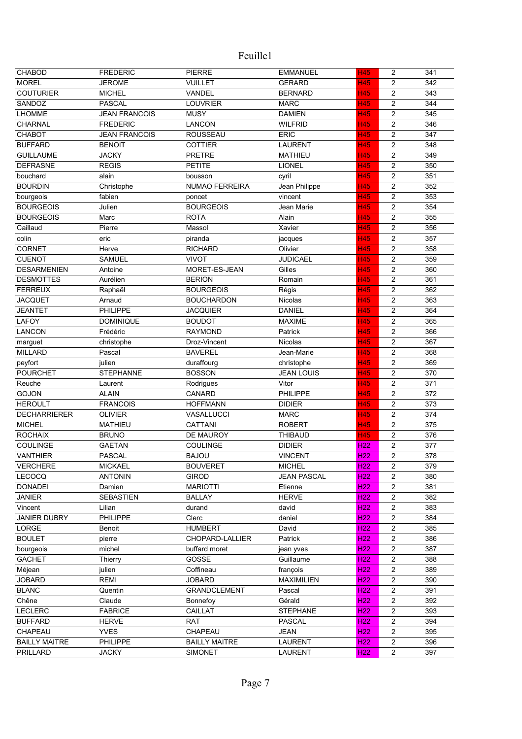Feuille1

| CHABOD | FREDERIC | PIERRE | EMMANUEL | H45 | 2 | 341 |
|---|---|---|---|---|---|---|
| MOREL | JEROME | VUILLET | GERARD | H45 | 2 | 342 |
| COUTURIER | MICHEL | VANDEL | BERNARD | H45 | 2 | 343 |
| SANDOZ | PASCAL | LOUVRIER | MARC | H45 | 2 | 344 |
| LHOMME | JEAN FRANCOIS | MUSY | DAMIEN | H45 | 2 | 345 |
| CHARNAL | FREDERIC | LANCON | WILFRID | H45 | 2 | 346 |
| CHABOT | JEAN FRANCOIS | ROUSSEAU | ERIC | H45 | 2 | 347 |
| BUFFARD | BENOIT | COTTIER | LAURENT | H45 | 2 | 348 |
| GUILLAUME | JACKY | PRETRE | MATHIEU | H45 | 2 | 349 |
| DEFRASNE | REGIS | PETITE | LIONEL | H45 | 2 | 350 |
| bouchard | alain | bousson | cyril | H45 | 2 | 351 |
| BOURDIN | Christophe | NUMAO FERREIRA | Jean Philippe | H45 | 2 | 352 |
| bourgeois | fabien | poncet | vincent | H45 | 2 | 353 |
| BOURGEOIS | Julien | BOURGEOIS | Jean Marie | H45 | 2 | 354 |
| BOURGEOIS | Marc | ROTA | Alain | H45 | 2 | 355 |
| Caillaud | Pierre | Massol | Xavier | H45 | 2 | 356 |
| colin | eric | piranda | jacques | H45 | 2 | 357 |
| CORNET | Herve | RICHARD | Olivier | H45 | 2 | 358 |
| CUENOT | SAMUEL | VIVOT | JUDICAEL | H45 | 2 | 359 |
| DESARMENIEN | Antoine | MORET-ES-JEAN | Gilles | H45 | 2 | 360 |
| DESMOTTES | Aurélien | BERION | Romain | H45 | 2 | 361 |
| FERREUX | Raphaël | BOURGEOIS | Régis | H45 | 2 | 362 |
| JACQUET | Arnaud | BOUCHARDON | Nicolas | H45 | 2 | 363 |
| JEANTET | PHILIPPE | JACQUIER | DANIEL | H45 | 2 | 364 |
| LAFOY | DOMINIQUE | BOUDOT | MAXIME | H45 | 2 | 365 |
| LANCON | Frédéric | RAYMOND | Patrick | H45 | 2 | 366 |
| marguet | christophe | Droz-Vincent | Nicolas | H45 | 2 | 367 |
| MILLARD | Pascal | BAVEREL | Jean-Marie | H45 | 2 | 368 |
| peyfort | julien | duraffourg | christophe | H45 | 2 | 369 |
| POURCHET | STEPHANNE | BOSSON | JEAN LOUIS | H45 | 2 | 370 |
| Reuche | Laurent | Rodrigues | Vitor | H45 | 2 | 371 |
| GOJON | ALAIN | CANARD | PHILIPPE | H45 | 2 | 372 |
| HEROULT | FRANCOIS | HOFFMANN | DIDIER | H45 | 2 | 373 |
| DECHARRIERER | OLIVIER | VASALLUCCI | MARC | H45 | 2 | 374 |
| MICHEL | MATHIEU | CATTANI | ROBERT | H45 | 2 | 375 |
| ROCHAIX | BRUNO | DE MAUROY | THIBAUD | H45 | 2 | 376 |
| COULINGE | GAETAN | COULINGE | DIDIER | H22 | 2 | 377 |
| VANTHIER | PASCAL | BAJOU | VINCENT | H22 | 2 | 378 |
| VERCHERE | MICKAEL | BOUVERET | MICHEL | H22 | 2 | 379 |
| LECOCQ | ANTONIN | GIROD | JEAN PASCAL | H22 | 2 | 380 |
| DONADEI | Damien | MARIOTTI | Etienne | H22 | 2 | 381 |
| JANIER | SEBASTIEN | BALLAY | HERVE | H22 | 2 | 382 |
| Vincent | Lilian | durand | david | H22 | 2 | 383 |
| JANIER DUBRY | PHILIPPE | Clerc | daniel | H22 | 2 | 384 |
| LORGE | Benoit | HUMBERT | David | H22 | 2 | 385 |
| BOULET | pierre | CHOPARD-LALLIER | Patrick | H22 | 2 | 386 |
| bourgeois | michel | buffard moret | jean yves | H22 | 2 | 387 |
| GACHET | Thierry | GOSSE | Guillaume | H22 | 2 | 388 |
| Méjean | julien | Coffineau | françois | H22 | 2 | 389 |
| JOBARD | REMI | JOBARD | MAXIMILIEN | H22 | 2 | 390 |
| BLANC | Quentin | GRANDCLEMENT | Pascal | H22 | 2 | 391 |
| Chêne | Claude | Bonnefoy | Gérald | H22 | 2 | 392 |
| LECLERC | FABRICE | CAILLAT | STEPHANE | H22 | 2 | 393 |
| BUFFARD | HERVE | RAT | PASCAL | H22 | 2 | 394 |
| CHAPEAU | YVES | CHAPEAU | JEAN | H22 | 2 | 395 |
| BAILLY MAITRE | PHILIPPE | BAILLY MAITRE | LAURENT | H22 | 2 | 396 |
| PRILLARD | JACKY | SIMONET | LAURENT | H22 | 2 | 397 |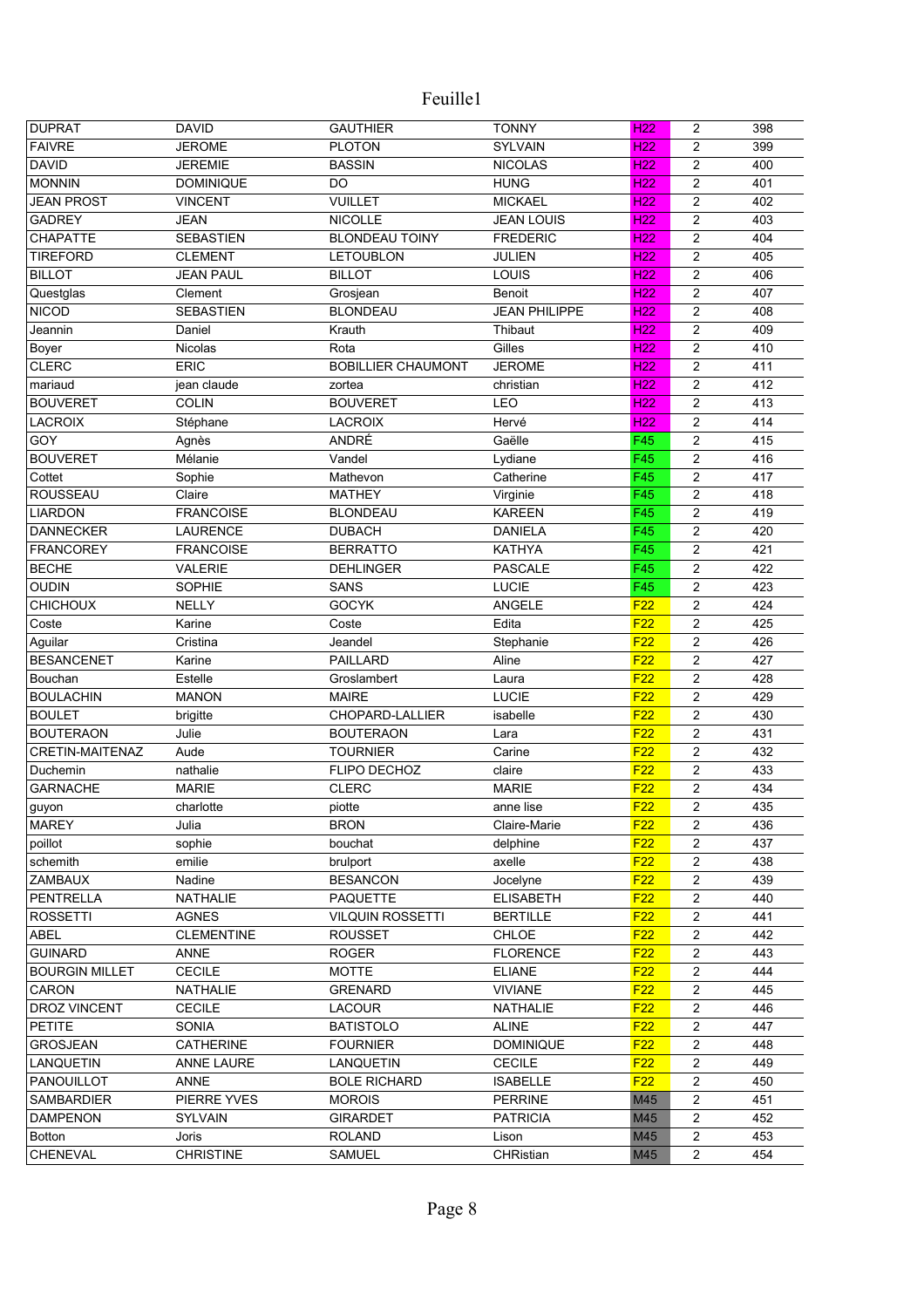Feuille1

| DUPRAT | DAVID | GAUTHIER | TONNY | H22 | 2 | 398 |
|---|---|---|---|---|---|---|
| FAIVRE | JEROME | PLOTON | SYLVAIN | H22 | 2 | 399 |
| DAVID | JEREMIE | BASSIN | NICOLAS | H22 | 2 | 400 |
| MONNIN | DOMINIQUE | DO | HUNG | H22 | 2 | 401 |
| JEAN PROST | VINCENT | VUILLET | MICKAEL | H22 | 2 | 402 |
| GADREY | JEAN | NICOLLE | JEAN LOUIS | H22 | 2 | 403 |
| CHAPATTE | SEBASTIEN | BLONDEAU TOINY | FREDERIC | H22 | 2 | 404 |
| TIREFORD | CLEMENT | LETOUBLON | JULIEN | H22 | 2 | 405 |
| BILLOT | JEAN PAUL | BILLOT | LOUIS | H22 | 2 | 406 |
| Questglas | Clement | Grosjean | Benoit | H22 | 2 | 407 |
| NICOD | SEBASTIEN | BLONDEAU | JEAN PHILIPPE | H22 | 2 | 408 |
| Jeannin | Daniel | Krauth | Thibaut | H22 | 2 | 409 |
| Boyer | Nicolas | Rota | Gilles | H22 | 2 | 410 |
| CLERC | ERIC | BOBILLIER CHAUMONT | JEROME | H22 | 2 | 411 |
| mariaud | jean claude | zortea | christian | H22 | 2 | 412 |
| BOUVERET | COLIN | BOUVERET | LEO | H22 | 2 | 413 |
| LACROIX | Stéphane | LACROIX | Hervé | H22 | 2 | 414 |
| GOY | Agnès | ANDRÉ | Gaëlle | F45 | 2 | 415 |
| BOUVERET | Mélanie | Vandel | Lydiane | F45 | 2 | 416 |
| Cottet | Sophie | Mathevon | Catherine | F45 | 2 | 417 |
| ROUSSEAU | Claire | MATHEY | Virginie | F45 | 2 | 418 |
| LIARDON | FRANCOISE | BLONDEAU | KAREEN | F45 | 2 | 419 |
| DANNECKER | LAURENCE | DUBACH | DANIELA | F45 | 2 | 420 |
| FRANCOREY | FRANCOISE | BERRATTO | KATHYA | F45 | 2 | 421 |
| BECHE | VALERIE | DEHLINGER | PASCALE | F45 | 2 | 422 |
| OUDIN | SOPHIE | SANS | LUCIE | F45 | 2 | 423 |
| CHICHOUX | NELLY | GOCYK | ANGELE | F22 | 2 | 424 |
| Coste | Karine | Coste | Edita | F22 | 2 | 425 |
| Aguilar | Cristina | Jeandel | Stephanie | F22 | 2 | 426 |
| BESANCENET | Karine | PAILLARD | Aline | F22 | 2 | 427 |
| Bouchan | Estelle | Groslambert | Laura | F22 | 2 | 428 |
| BOULACHIN | MANON | MAIRE | LUCIE | F22 | 2 | 429 |
| BOULET | brigitte | CHOPARD-LALLIER | isabelle | F22 | 2 | 430 |
| BOUTERAON | Julie | BOUTERAON | Lara | F22 | 2 | 431 |
| CRETIN-MAITENAZ | Aude | TOURNIER | Carine | F22 | 2 | 432 |
| Duchemin | nathalie | FLIPO DECHOZ | claire | F22 | 2 | 433 |
| GARNACHE | MARIE | CLERC | MARIE | F22 | 2 | 434 |
| guyon | charlotte | piotte | anne lise | F22 | 2 | 435 |
| MAREY | Julia | BRON | Claire-Marie | F22 | 2 | 436 |
| poillot | sophie | bouchat | delphine | F22 | 2 | 437 |
| schemith | emilie | brulport | axelle | F22 | 2 | 438 |
| ZAMBAUX | Nadine | BESANCON | Jocelyne | F22 | 2 | 439 |
| PENTRELLA | NATHALIE | PAQUETTE | ELISABETH | F22 | 2 | 440 |
| ROSSETTI | AGNES | VILQUIN ROSSETTI | BERTILLE | F22 | 2 | 441 |
| ABEL | CLEMENTINE | ROUSSET | CHLOE | F22 | 2 | 442 |
| GUINARD | ANNE | ROGER | FLORENCE | F22 | 2 | 443 |
| BOURGIN MILLET | CECILE | MOTTE | ELIANE | F22 | 2 | 444 |
| CARON | NATHALIE | GRENARD | VIVIANE | F22 | 2 | 445 |
| DROZ VINCENT | CECILE | LACOUR | NATHALIE | F22 | 2 | 446 |
| PETITE | SONIA | BATISTOLO | ALINE | F22 | 2 | 447 |
| GROSJEAN | CATHERINE | FOURNIER | DOMINIQUE | F22 | 2 | 448 |
| LANQUETIN | ANNE LAURE | LANQUETIN | CECILE | F22 | 2 | 449 |
| PANOUILLOT | ANNE | BOLE RICHARD | ISABELLE | F22 | 2 | 450 |
| SAMBARDIER | PIERRE YVES | MOROIS | PERRINE | M45 | 2 | 451 |
| DAMPENON | SYLVAIN | GIRARDET | PATRICIA | M45 | 2 | 452 |
| Botton | Joris | ROLAND | Lison | M45 | 2 | 453 |
| CHENEVAL | CHRISTINE | SAMUEL | CHRistian | M45 | 2 | 454 |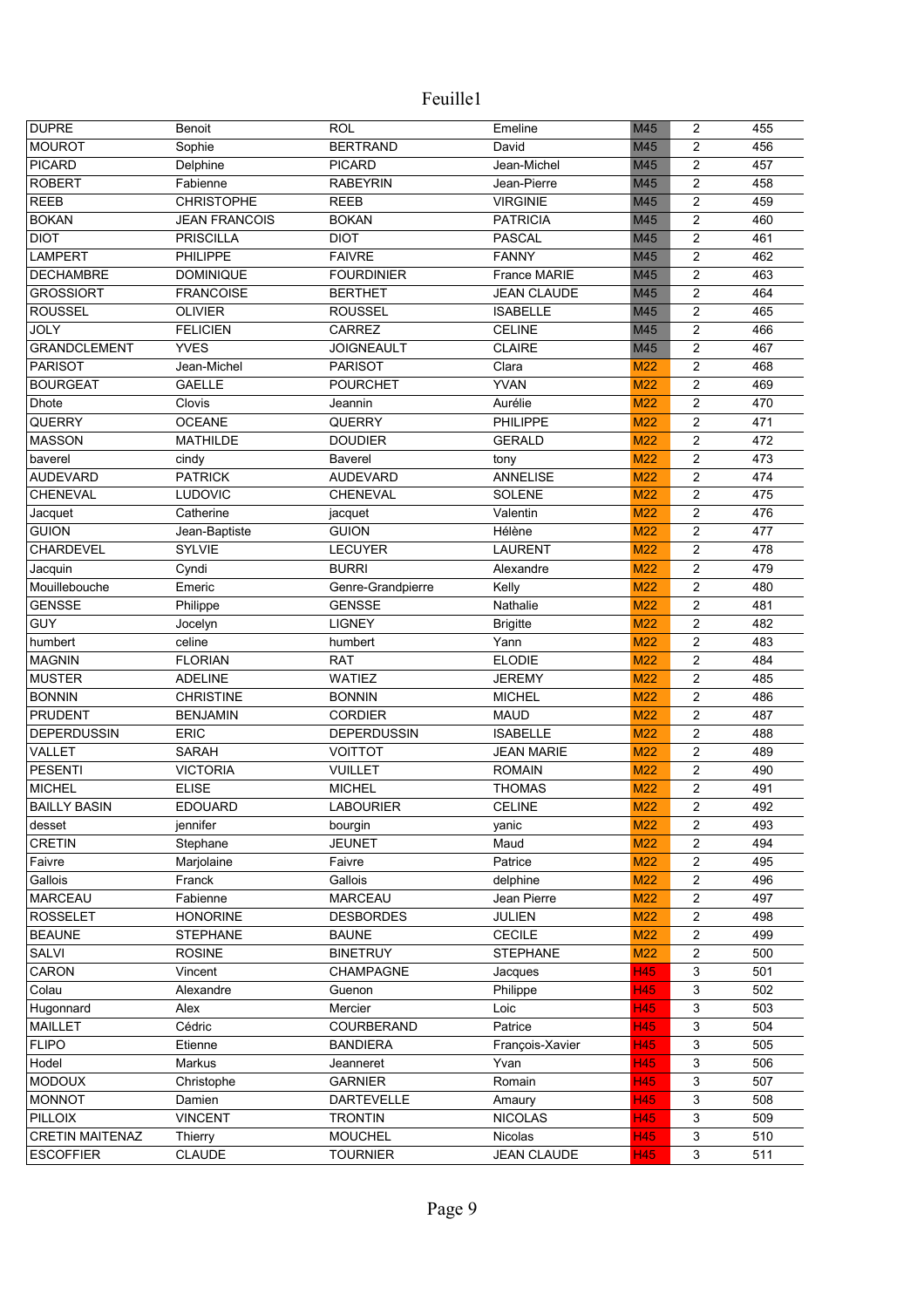# Feuille1

| | | | | | | |
|---|---|---|---|---|---|---|
| DUPRE | Benoit | ROL | Emeline | M45 | 2 | 455 |
| MOUROT | Sophie | BERTRAND | David | M45 | 2 | 456 |
| PICARD | Delphine | PICARD | Jean-Michel | M45 | 2 | 457 |
| ROBERT | Fabienne | RABEYRIN | Jean-Pierre | M45 | 2 | 458 |
| REEB | CHRISTOPHE | REEB | VIRGINIE | M45 | 2 | 459 |
| BOKAN | JEAN FRANCOIS | BOKAN | PATRICIA | M45 | 2 | 460 |
| DIOT | PRISCILLA | DIOT | PASCAL | M45 | 2 | 461 |
| LAMPERT | PHILIPPE | FAIVRE | FANNY | M45 | 2 | 462 |
| DECHAMBRE | DOMINIQUE | FOURDINIER | France MARIE | M45 | 2 | 463 |
| GROSSIORT | FRANCOISE | BERTHET | JEAN CLAUDE | M45 | 2 | 464 |
| ROUSSEL | OLIVIER | ROUSSEL | ISABELLE | M45 | 2 | 465 |
| JOLY | FELICIEN | CARREZ | CELINE | M45 | 2 | 466 |
| GRANDCLEMENT | YVES | JOIGNEAULT | CLAIRE | M45 | 2 | 467 |
| PARISOT | Jean-Michel | PARISOT | Clara | M22 | 2 | 468 |
| BOURGEAT | GAELLE | POURCHET | YVAN | M22 | 2 | 469 |
| Dhote | Clovis | Jeannin | Aurélie | M22 | 2 | 470 |
| QUERRY | OCEANE | QUERRY | PHILIPPE | M22 | 2 | 471 |
| MASSON | MATHILDE | DOUDIER | GERALD | M22 | 2 | 472 |
| baverel | cindy | Baverel | tony | M22 | 2 | 473 |
| AUDEVARD | PATRICK | AUDEVARD | ANNELISE | M22 | 2 | 474 |
| CHENEVAL | LUDOVIC | CHENEVAL | SOLENE | M22 | 2 | 475 |
| Jacquet | Catherine | jacquet | Valentin | M22 | 2 | 476 |
| GUION | Jean-Baptiste | GUION | Hélène | M22 | 2 | 477 |
| CHARDEVEL | SYLVIE | LECUYER | LAURENT | M22 | 2 | 478 |
| Jacquin | Cyndi | BURRI | Alexandre | M22 | 2 | 479 |
| Mouillebouche | Emeric | Genre-Grandpierre | Kelly | M22 | 2 | 480 |
| GENSSE | Philippe | GENSSE | Nathalie | M22 | 2 | 481 |
| GUY | Jocelyn | LIGNEY | Brigitte | M22 | 2 | 482 |
| humbert | celine | humbert | Yann | M22 | 2 | 483 |
| MAGNIN | FLORIAN | RAT | ELODIE | M22 | 2 | 484 |
| MUSTER | ADELINE | WATIEZ | JEREMY | M22 | 2 | 485 |
| BONNIN | CHRISTINE | BONNIN | MICHEL | M22 | 2 | 486 |
| PRUDENT | BENJAMIN | CORDIER | MAUD | M22 | 2 | 487 |
| DEPERDUSSIN | ERIC | DEPERDUSSIN | ISABELLE | M22 | 2 | 488 |
| VALLET | SARAH | VOITTOT | JEAN MARIE | M22 | 2 | 489 |
| PESENTI | VICTORIA | VUILLET | ROMAIN | M22 | 2 | 490 |
| MICHEL | ELISE | MICHEL | THOMAS | M22 | 2 | 491 |
| BAILLY BASIN | EDOUARD | LABOURIER | CELINE | M22 | 2 | 492 |
| desset | jennifer | bourgin | yanic | M22 | 2 | 493 |
| CRETIN | Stephane | JEUNET | Maud | M22 | 2 | 494 |
| Faivre | Marjolaine | Faivre | Patrice | M22 | 2 | 495 |
| Gallois | Franck | Gallois | delphine | M22 | 2 | 496 |
| MARCEAU | Fabienne | MARCEAU | Jean Pierre | M22 | 2 | 497 |
| ROSSELET | HONORINE | DESBORDES | JULIEN | M22 | 2 | 498 |
| BEAUNE | STEPHANE | BAUNE | CECILE | M22 | 2 | 499 |
| SALVI | ROSINE | BINETRUY | STEPHANE | M22 | 2 | 500 |
| CARON | Vincent | CHAMPAGNE | Jacques | H45 | 3 | 501 |
| Colau | Alexandre | Guenon | Philippe | H45 | 3 | 502 |
| Hugonnard | Alex | Mercier | Loic | H45 | 3 | 503 |
| MAILLET | Cédric | COURBERAND | Patrice | H45 | 3 | 504 |
| FLIPO | Etienne | BANDIERA | François-Xavier | H45 | 3 | 505 |
| Hodel | Markus | Jeanneret | Yvan | H45 | 3 | 506 |
| MODOUX | Christophe | GARNIER | Romain | H45 | 3 | 507 |
| MONNOT | Damien | DARTEVELLE | Amaury | H45 | 3 | 508 |
| PILLOIX | VINCENT | TRONTIN | NICOLAS | H45 | 3 | 509 |
| CRETIN MAITENAZ | Thierry | MOUCHEL | Nicolas | H45 | 3 | 510 |
| ESCOFFIER | CLAUDE | TOURNIER | JEAN CLAUDE | H45 | 3 | 511 |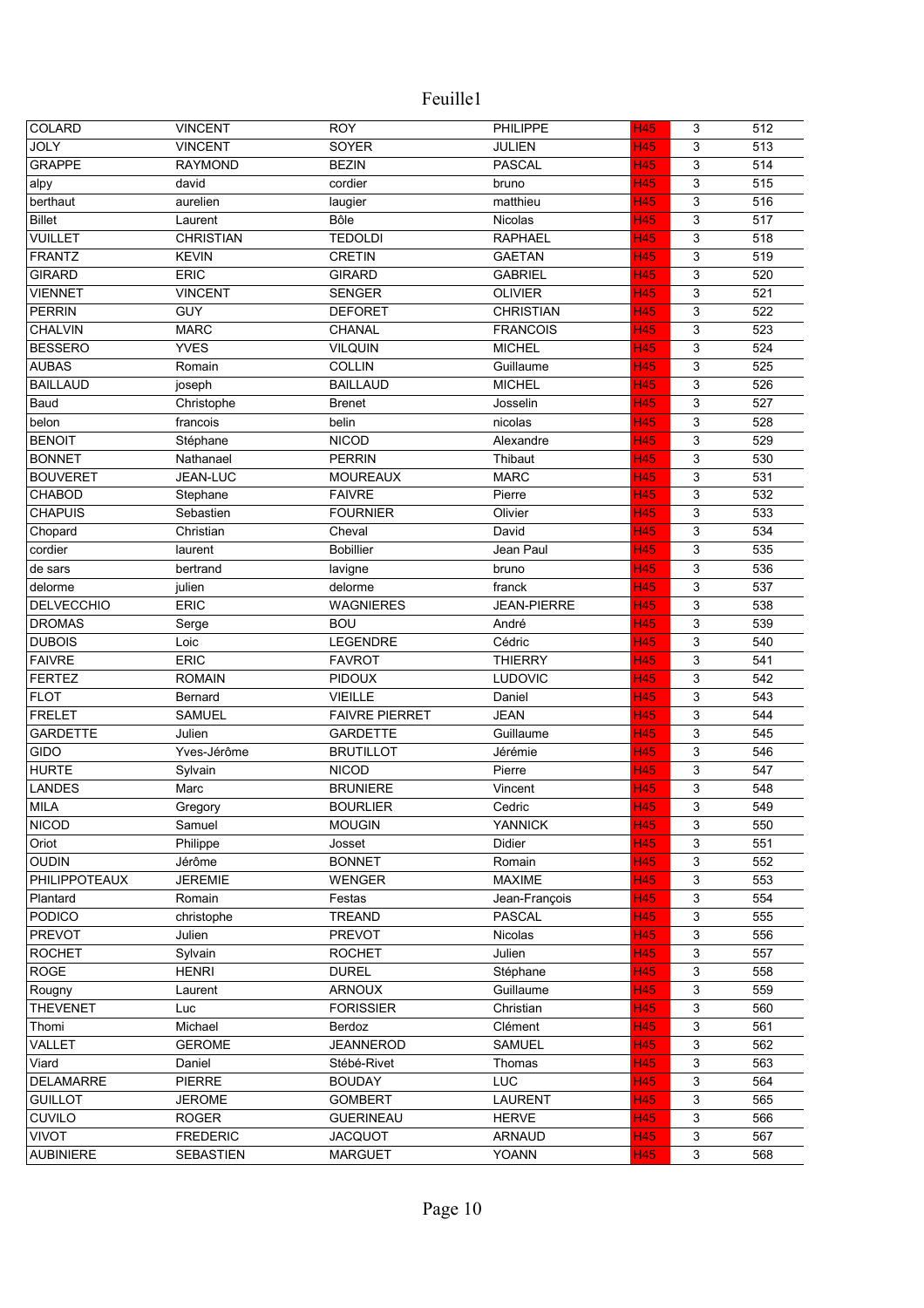| COLARD | VINCENT | ROY | PHILIPPE | H45 | 3 | 512 |
|---|---|---|---|---|---|---|
| JOLY | VINCENT | SOYER | JULIEN | H45 | 3 | 513 |
| GRAPPE | RAYMOND | BEZIN | PASCAL | H45 | 3 | 514 |
| alpy | david | cordier | bruno | H45 | 3 | 515 |
| berthaut | aurelien | laugier | matthieu | H45 | 3 | 516 |
| Billet | Laurent | Bôle | Nicolas | H45 | 3 | 517 |
| VUILLET | CHRISTIAN | TEDOLDI | RAPHAEL | H45 | 3 | 518 |
| FRANTZ | KEVIN | CRETIN | GAETAN | H45 | 3 | 519 |
| GIRARD | ERIC | GIRARD | GABRIEL | H45 | 3 | 520 |
| VIENNET | VINCENT | SENGER | OLIVIER | H45 | 3 | 521 |
| PERRIN | GUY | DEFORET | CHRISTIAN | H45 | 3 | 522 |
| CHALVIN | MARC | CHANAL | FRANCOIS | H45 | 3 | 523 |
| BESSERO | YVES | VILQUIN | MICHEL | H45 | 3 | 524 |
| AUBAS | Romain | COLLIN | Guillaume | H45 | 3 | 525 |
| BAILLAUD | joseph | BAILLAUD | MICHEL | H45 | 3 | 526 |
| Baud | Christophe | Brenet | Josselin | H45 | 3 | 527 |
| belon | francois | belin | nicolas | H45 | 3 | 528 |
| BENOIT | Stéphane | NICOD | Alexandre | H45 | 3 | 529 |
| BONNET | Nathanael | PERRIN | Thibaut | H45 | 3 | 530 |
| BOUVERET | JEAN-LUC | MOUREAUX | MARC | H45 | 3 | 531 |
| CHABOD | Stephane | FAIVRE | Pierre | H45 | 3 | 532 |
| CHAPUIS | Sebastien | FOURNIER | Olivier | H45 | 3 | 533 |
| Chopard | Christian | Cheval | David | H45 | 3 | 534 |
| cordier | laurent | Bobillier | Jean Paul | H45 | 3 | 535 |
| de sars | bertrand | lavigne | bruno | H45 | 3 | 536 |
| delorme | julien | delorme | franck | H45 | 3 | 537 |
| DELVECCHIO | ERIC | WAGNIERES | JEAN-PIERRE | H45 | 3 | 538 |
| DROMAS | Serge | BOU | André | H45 | 3 | 539 |
| DUBOIS | Loic | LEGENDRE | Cédric | H45 | 3 | 540 |
| FAIVRE | ERIC | FAVROT | THIERRY | H45 | 3 | 541 |
| FERTEZ | ROMAIN | PIDOUX | LUDOVIC | H45 | 3 | 542 |
| FLOT | Bernard | VIEILLE | Daniel | H45 | 3 | 543 |
| FRELET | SAMUEL | FAIVRE PIERRET | JEAN | H45 | 3 | 544 |
| GARDETTE | Julien | GARDETTE | Guillaume | H45 | 3 | 545 |
| GIDO | Yves-Jérôme | BRUTILLOT | Jérémie | H45 | 3 | 546 |
| HURTE | Sylvain | NICOD | Pierre | H45 | 3 | 547 |
| LANDES | Marc | BRUNIERE | Vincent | H45 | 3 | 548 |
| MILA | Gregory | BOURLIER | Cedric | H45 | 3 | 549 |
| NICOD | Samuel | MOUGIN | YANNICK | H45 | 3 | 550 |
| Oriot | Philippe | Josset | Didier | H45 | 3 | 551 |
| OUDIN | Jérôme | BONNET | Romain | H45 | 3 | 552 |
| PHILIPPOTEAUX | JEREMIE | WENGER | MAXIME | H45 | 3 | 553 |
| Plantard | Romain | Festas | Jean-François | H45 | 3 | 554 |
| PODICO | christophe | TREAND | PASCAL | H45 | 3 | 555 |
| PREVOT | Julien | PREVOT | Nicolas | H45 | 3 | 556 |
| ROCHET | Sylvain | ROCHET | Julien | H45 | 3 | 557 |
| ROGE | HENRI | DUREL | Stéphane | H45 | 3 | 558 |
| Rougny | Laurent | ARNOUX | Guillaume | H45 | 3 | 559 |
| THEVENET | Luc | FORISSIER | Christian | H45 | 3 | 560 |
| Thomi | Michael | Berdoz | Clément | H45 | 3 | 561 |
| VALLET | GEROME | JEANNEROD | SAMUEL | H45 | 3 | 562 |
| Viard | Daniel | Stébé-Rivet | Thomas | H45 | 3 | 563 |
| DELAMARRE | PIERRE | BOUDAY | LUC | H45 | 3 | 564 |
| GUILLOT | JEROME | GOMBERT | LAURENT | H45 | 3 | 565 |
| CUVILO | ROGER | GUERINEAU | HERVE | H45 | 3 | 566 |
| VIVOT | FREDERIC | JACQUOT | ARNAUD | H45 | 3 | 567 |
| AUBINIERE | SEBASTIEN | MARGUET | YOANN | H45 | 3 | 568 |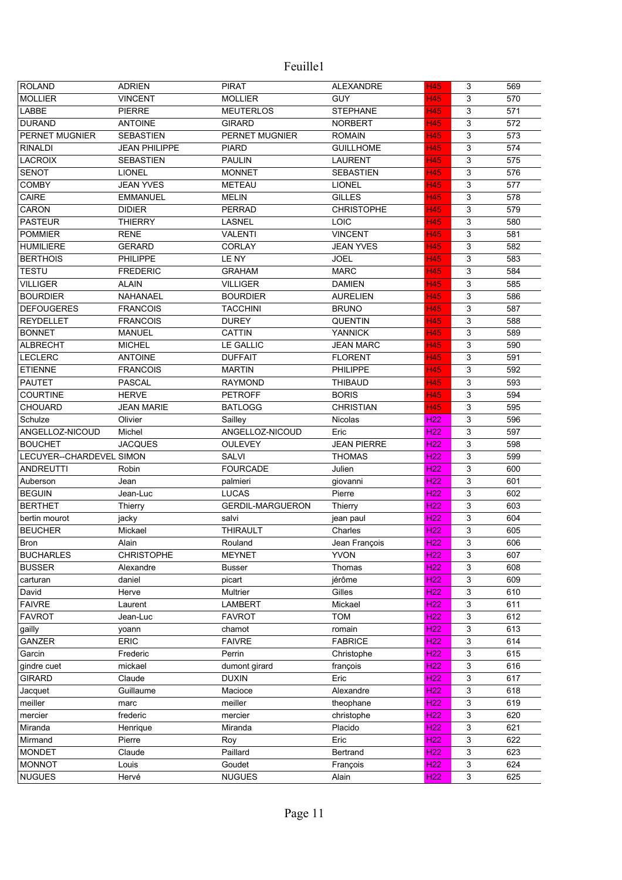Feuille1

| ROLAND | ADRIEN | PIRAT | ALEXANDRE | H45 | 3 | 569 |
|---|---|---|---|---|---|---|
| MOLLIER | VINCENT | MOLLIER | GUY | H45 | 3 | 570 |
| LABBE | PIERRE | MEUTERLOS | STEPHANE | H45 | 3 | 571 |
| DURAND | ANTOINE | GIRARD | NORBERT | H45 | 3 | 572 |
| PERNET MUGNIER | SEBASTIEN | PERNET MUGNIER | ROMAIN | H45 | 3 | 573 |
| RINALDI | JEAN PHILIPPE | PIARD | GUILLHOME | H45 | 3 | 574 |
| LACROIX | SEBASTIEN | PAULIN | LAURENT | H45 | 3 | 575 |
| SENOT | LIONEL | MONNET | SEBASTIEN | H45 | 3 | 576 |
| COMBY | JEAN YVES | METEAU | LIONEL | H45 | 3 | 577 |
| CAIRE | EMMANUEL | MELIN | GILLES | H45 | 3 | 578 |
| CARON | DIDIER | PERRAD | CHRISTOPHE | H45 | 3 | 579 |
| PASTEUR | THIERRY | LASNEL | LOIC | H45 | 3 | 580 |
| POMMIER | RENE | VALENTI | VINCENT | H45 | 3 | 581 |
| HUMILIERE | GERARD | CORLAY | JEAN YVES | H45 | 3 | 582 |
| BERTHOIS | PHILIPPE | LE NY | JOEL | H45 | 3 | 583 |
| TESTU | FREDERIC | GRAHAM | MARC | H45 | 3 | 584 |
| VILLIGER | ALAIN | VILLIGER | DAMIEN | H45 | 3 | 585 |
| BOURDIER | NAHANAEL | BOURDIER | AURELIEN | H45 | 3 | 586 |
| DEFOUGERES | FRANCOIS | TACCHINI | BRUNO | H45 | 3 | 587 |
| REYDELLET | FRANCOIS | DUREY | QUENTIN | H45 | 3 | 588 |
| BONNET | MANUEL | CATTIN | YANNICK | H45 | 3 | 589 |
| ALBRECHT | MICHEL | LE GALLIC | JEAN MARC | H45 | 3 | 590 |
| LECLERC | ANTOINE | DUFFAIT | FLORENT | H45 | 3 | 591 |
| ETIENNE | FRANCOIS | MARTIN | PHILIPPE | H45 | 3 | 592 |
| PAUTET | PASCAL | RAYMOND | THIBAUD | H45 | 3 | 593 |
| COURTINE | HERVE | PETROFF | BORIS | H45 | 3 | 594 |
| CHOUARD | JEAN MARIE | BATLOGG | CHRISTIAN | H45 | 3 | 595 |
| Schulze | Olivier | Sailley | Nicolas | H22 | 3 | 596 |
| ANGELLOZ-NICOUD | Michel | ANGELLOZ-NICOUD | Eric | H22 | 3 | 597 |
| BOUCHET | JACQUES | OULEVEY | JEAN PIERRE | H22 | 3 | 598 |
| LECUYER--CHARDEVEL | SIMON | SALVI | THOMAS | H22 | 3 | 599 |
| ANDREUTTI | Robin | FOURCADE | Julien | H22 | 3 | 600 |
| Auberson | Jean | palmieri | giovanni | H22 | 3 | 601 |
| BEGUIN | Jean-Luc | LUCAS | Pierre | H22 | 3 | 602 |
| BERTHET | Thierry | GERDIL-MARGUERON | Thierry | H22 | 3 | 603 |
| bertin mourot | jacky | salvi | jean paul | H22 | 3 | 604 |
| BEUCHER | Mickael | THIRAULT | Charles | H22 | 3 | 605 |
| Bron | Alain | Rouland | Jean François | H22 | 3 | 606 |
| BUCHARLES | CHRISTOPHE | MEYNET | YVON | H22 | 3 | 607 |
| BUSSER | Alexandre | Busser | Thomas | H22 | 3 | 608 |
| carturan | daniel | picart | jérôme | H22 | 3 | 609 |
| David | Herve | Multrier | Gilles | H22 | 3 | 610 |
| FAIVRE | Laurent | LAMBERT | Mickael | H22 | 3 | 611 |
| FAVROT | Jean-Luc | FAVROT | TOM | H22 | 3 | 612 |
| gailly | yoann | chamot | romain | H22 | 3 | 613 |
| GANZER | ERIC | FAIVRE | FABRICE | H22 | 3 | 614 |
| Garcin | Frederic | Perrin | Christophe | H22 | 3 | 615 |
| gindre cuet | mickael | dumont girard | françois | H22 | 3 | 616 |
| GIRARD | Claude | DUXIN | Eric | H22 | 3 | 617 |
| Jacquet | Guillaume | Macioce | Alexandre | H22 | 3 | 618 |
| meiller | marc | meiller | theophane | H22 | 3 | 619 |
| mercier | frederic | mercier | christophe | H22 | 3 | 620 |
| Miranda | Henrique | Miranda | Placido | H22 | 3 | 621 |
| Mirmand | Pierre | Roy | Eric | H22 | 3 | 622 |
| MONDET | Claude | Paillard | Bertrand | H22 | 3 | 623 |
| MONNOT | Louis | Goudet | François | H22 | 3 | 624 |
| NUGUES | Hervé | NUGUES | Alain | H22 | 3 | 625 |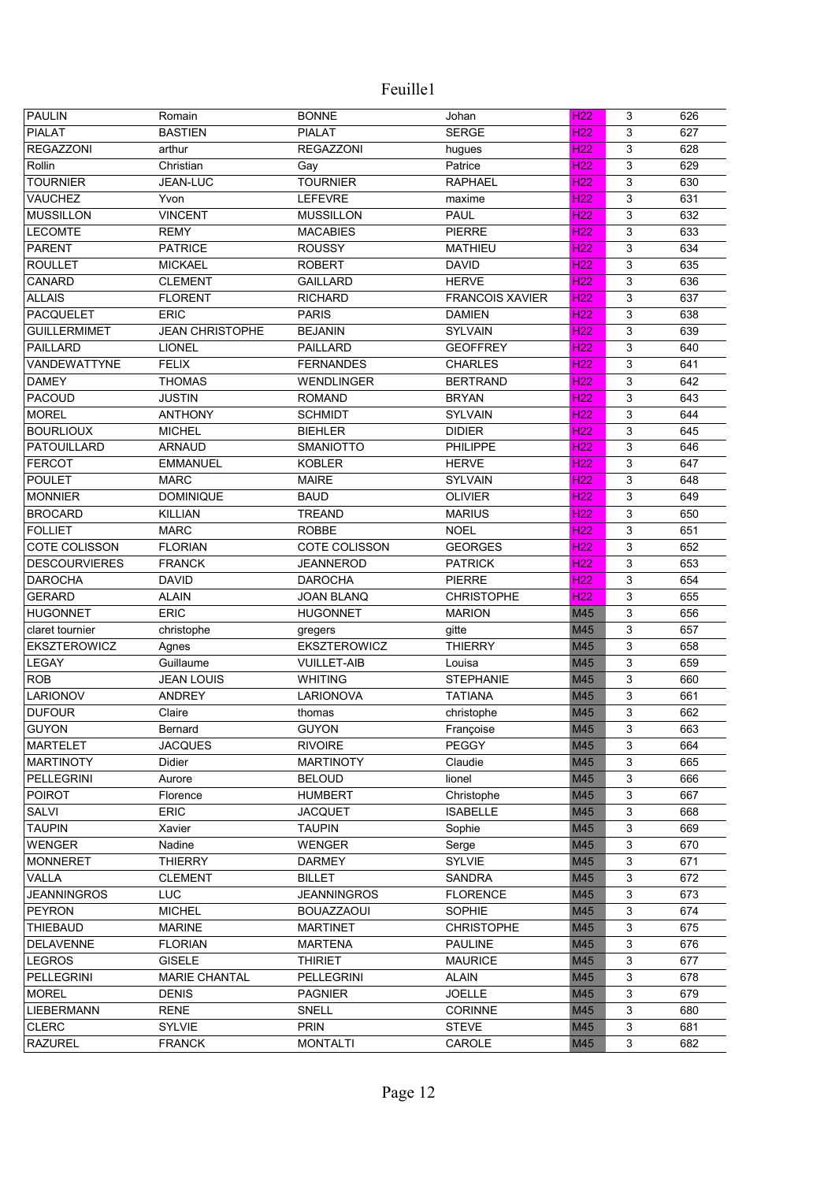| PAULIN | Romain | BONNE | Johan | H22 | 3 | 626 |
|---|---|---|---|---|---|---|
| PIALAT | BASTIEN | PIALAT | SERGE | H22 | 3 | 627 |
| REGAZZONI | arthur | REGAZZONI | hugues | H22 | 3 | 628 |
| Rollin | Christian | Gay | Patrice | H22 | 3 | 629 |
| TOURNIER | JEAN-LUC | TOURNIER | RAPHAEL | H22 | 3 | 630 |
| VAUCHEZ | Yvon | LEFEVRE | maxime | H22 | 3 | 631 |
| MUSSILLON | VINCENT | MUSSILLON | PAUL | H22 | 3 | 632 |
| LECOMTE | REMY | MACABIES | PIERRE | H22 | 3 | 633 |
| PARENT | PATRICE | ROUSSY | MATHIEU | H22 | 3 | 634 |
| ROULLET | MICKAEL | ROBERT | DAVID | H22 | 3 | 635 |
| CANARD | CLEMENT | GAILLARD | HERVE | H22 | 3 | 636 |
| ALLAIS | FLORENT | RICHARD | FRANCOIS XAVIER | H22 | 3 | 637 |
| PACQUELET | ERIC | PARIS | DAMIEN | H22 | 3 | 638 |
| GUILLERMIMET | JEAN CHRISTOPHE | BEJANIN | SYLVAIN | H22 | 3 | 639 |
| PAILLARD | LIONEL | PAILLARD | GEOFFREY | H22 | 3 | 640 |
| VANDEWATTYNE | FELIX | FERNANDES | CHARLES | H22 | 3 | 641 |
| DAMEY | THOMAS | WENDLINGER | BERTRAND | H22 | 3 | 642 |
| PACOUD | JUSTIN | ROMAND | BRYAN | H22 | 3 | 643 |
| MOREL | ANTHONY | SCHMIDT | SYLVAIN | H22 | 3 | 644 |
| BOURLIOUX | MICHEL | BIEHLER | DIDIER | H22 | 3 | 645 |
| PATOUILLARD | ARNAUD | SMANIOTTO | PHILIPPE | H22 | 3 | 646 |
| FERCOT | EMMANUEL | KOBLER | HERVE | H22 | 3 | 647 |
| POULET | MARC | MAIRE | SYLVAIN | H22 | 3 | 648 |
| MONNIER | DOMINIQUE | BAUD | OLIVIER | H22 | 3 | 649 |
| BROCARD | KILLIAN | TREAND | MARIUS | H22 | 3 | 650 |
| FOLLIET | MARC | ROBBE | NOEL | H22 | 3 | 651 |
| COTE COLISSON | FLORIAN | COTE COLISSON | GEORGES | H22 | 3 | 652 |
| DESCOURVIERES | FRANCK | JEANNEROD | PATRICK | H22 | 3 | 653 |
| DAROCHA | DAVID | DAROCHA | PIERRE | H22 | 3 | 654 |
| GERARD | ALAIN | JOAN BLANQ | CHRISTOPHE | H22 | 3 | 655 |
| HUGONNET | ERIC | HUGONNET | MARION | M45 | 3 | 656 |
| claret tournier | christophe | gregers | gitte | M45 | 3 | 657 |
| EKSZTEROWICZ | Agnes | EKSZTEROWICZ | THIERRY | M45 | 3 | 658 |
| LEGAY | Guillaume | VUILLET-AIB | Louisa | M45 | 3 | 659 |
| ROB | JEAN LOUIS | WHITING | STEPHANIE | M45 | 3 | 660 |
| LARIONOV | ANDREY | LARIONOVA | TATIANA | M45 | 3 | 661 |
| DUFOUR | Claire | thomas | christophe | M45 | 3 | 662 |
| GUYON | Bernard | GUYON | Françoise | M45 | 3 | 663 |
| MARTELET | JACQUES | RIVOIRE | PEGGY | M45 | 3 | 664 |
| MARTINOTY | Didier | MARTINOTY | Claudie | M45 | 3 | 665 |
| PELLEGRINI | Aurore | BELOUD | lionel | M45 | 3 | 666 |
| POIROT | Florence | HUMBERT | Christophe | M45 | 3 | 667 |
| SALVI | ERIC | JACQUET | ISABELLE | M45 | 3 | 668 |
| TAUPIN | Xavier | TAUPIN | Sophie | M45 | 3 | 669 |
| WENGER | Nadine | WENGER | Serge | M45 | 3 | 670 |
| MONNERET | THIERRY | DARMEY | SYLVIE | M45 | 3 | 671 |
| VALLA | CLEMENT | BILLET | SANDRA | M45 | 3 | 672 |
| JEANNINGROS | LUC | JEANNINGROS | FLORENCE | M45 | 3 | 673 |
| PEYRON | MICHEL | BOUAZZAOUI | SOPHIE | M45 | 3 | 674 |
| THIEBAUD | MARINE | MARTINET | CHRISTOPHE | M45 | 3 | 675 |
| DELAVENNE | FLORIAN | MARTENA | PAULINE | M45 | 3 | 676 |
| LEGROS | GISELE | THIRIET | MAURICE | M45 | 3 | 677 |
| PELLEGRINI | MARIE CHANTAL | PELLEGRINI | ALAIN | M45 | 3 | 678 |
| MOREL | DENIS | PAGNIER | JOELLE | M45 | 3 | 679 |
| LIEBERMANN | RENE | SNELL | CORINNE | M45 | 3 | 680 |
| CLERC | SYLVIE | PRIN | STEVE | M45 | 3 | 681 |
| RAZUREL | FRANCK | MONTALTI | CAROLE | M45 | 3 | 682 |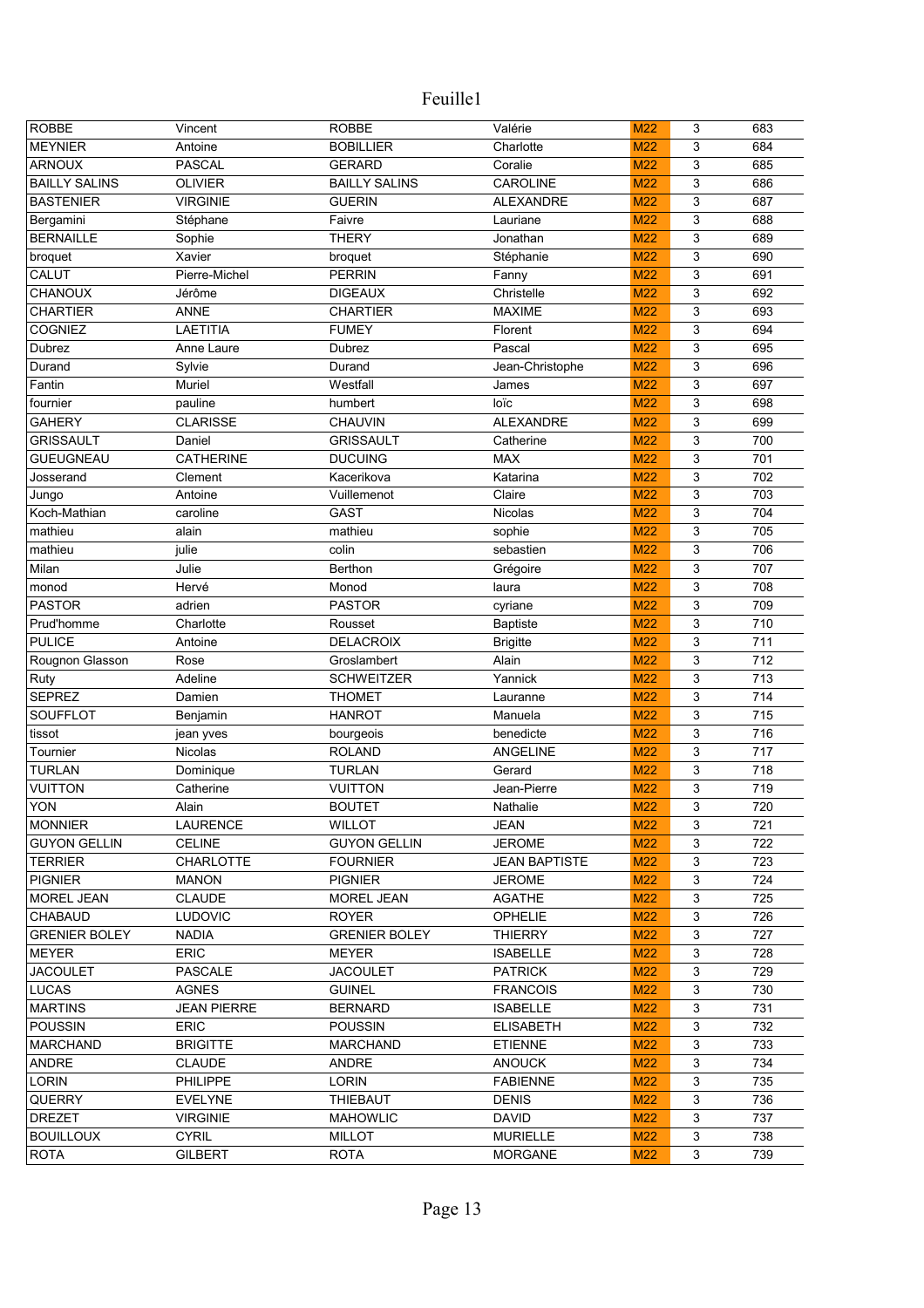Feuille1

| | | | | | | |
|---|---|---|---|---|---|---|
| ROBBE | Vincent | ROBBE | Valérie | M22 | 3 | 683 |
| MEYNIER | Antoine | BOBILLIER | Charlotte | M22 | 3 | 684 |
| ARNOUX | PASCAL | GERARD | Coralie | M22 | 3 | 685 |
| BAILLY SALINS | OLIVIER | BAILLY SALINS | CAROLINE | M22 | 3 | 686 |
| BASTENIER | VIRGINIE | GUERIN | ALEXANDRE | M22 | 3 | 687 |
| Bergamini | Stéphane | Faivre | Lauriane | M22 | 3 | 688 |
| BERNAILLE | Sophie | THERY | Jonathan | M22 | 3 | 689 |
| broquet | Xavier | broquet | Stéphanie | M22 | 3 | 690 |
| CALUT | Pierre-Michel | PERRIN | Fanny | M22 | 3 | 691 |
| CHANOUX | Jérôme | DIGEAUX | Christelle | M22 | 3 | 692 |
| CHARTIER | ANNE | CHARTIER | MAXIME | M22 | 3 | 693 |
| COGNIEZ | LAETITIA | FUMEY | Florent | M22 | 3 | 694 |
| Dubrez | Anne Laure | Dubrez | Pascal | M22 | 3 | 695 |
| Durand | Sylvie | Durand | Jean-Christophe | M22 | 3 | 696 |
| Fantin | Muriel | Westfall | James | M22 | 3 | 697 |
| fournier | pauline | humbert | loïc | M22 | 3 | 698 |
| GAHERY | CLARISSE | CHAUVIN | ALEXANDRE | M22 | 3 | 699 |
| GRISSAULT | Daniel | GRISSAULT | Catherine | M22 | 3 | 700 |
| GUEUGNEAU | CATHERINE | DUCUING | MAX | M22 | 3 | 701 |
| Josserand | Clement | Kacerikova | Katarina | M22 | 3 | 702 |
| Jungo | Antoine | Vuillemenot | Claire | M22 | 3 | 703 |
| Koch-Mathian | caroline | GAST | Nicolas | M22 | 3 | 704 |
| mathieu | alain | mathieu | sophie | M22 | 3 | 705 |
| mathieu | julie | colin | sebastien | M22 | 3 | 706 |
| Milan | Julie | Berthon | Grégoire | M22 | 3 | 707 |
| monod | Hervé | Monod | laura | M22 | 3 | 708 |
| PASTOR | adrien | PASTOR | cyriane | M22 | 3 | 709 |
| Prud'homme | Charlotte | Rousset | Baptiste | M22 | 3 | 710 |
| PULICE | Antoine | DELACROIX | Brigitte | M22 | 3 | 711 |
| Rougnon Glasson | Rose | Groslambert | Alain | M22 | 3 | 712 |
| Ruty | Adeline | SCHWEITZER | Yannick | M22 | 3 | 713 |
| SEPREZ | Damien | THOMET | Lauranne | M22 | 3 | 714 |
| SOUFFLOT | Benjamin | HANROT | Manuela | M22 | 3 | 715 |
| tissot | jean yves | bourgeois | benedicte | M22 | 3 | 716 |
| Tournier | Nicolas | ROLAND | ANGELINE | M22 | 3 | 717 |
| TURLAN | Dominique | TURLAN | Gerard | M22 | 3 | 718 |
| VUITTON | Catherine | VUITTON | Jean-Pierre | M22 | 3 | 719 |
| YON | Alain | BOUTET | Nathalie | M22 | 3 | 720 |
| MONNIER | LAURENCE | WILLOT | JEAN | M22 | 3 | 721 |
| GUYON GELLIN | CELINE | GUYON GELLIN | JEROME | M22 | 3 | 722 |
| TERRIER | CHARLOTTE | FOURNIER | JEAN BAPTISTE | M22 | 3 | 723 |
| PIGNIER | MANON | PIGNIER | JEROME | M22 | 3 | 724 |
| MOREL JEAN | CLAUDE | MOREL JEAN | AGATHE | M22 | 3 | 725 |
| CHABAUD | LUDOVIC | ROYER | OPHELIE | M22 | 3 | 726 |
| GRENIER BOLEY | NADIA | GRENIER BOLEY | THIERRY | M22 | 3 | 727 |
| MEYER | ERIC | MEYER | ISABELLE | M22 | 3 | 728 |
| JACOULET | PASCALE | JACOULET | PATRICK | M22 | 3 | 729 |
| LUCAS | AGNES | GUINEL | FRANCOIS | M22 | 3 | 730 |
| MARTINS | JEAN PIERRE | BERNARD | ISABELLE | M22 | 3 | 731 |
| POUSSIN | ERIC | POUSSIN | ELISABETH | M22 | 3 | 732 |
| MARCHAND | BRIGITTE | MARCHAND | ETIENNE | M22 | 3 | 733 |
| ANDRE | CLAUDE | ANDRE | ANOUCK | M22 | 3 | 734 |
| LORIN | PHILIPPE | LORIN | FABIENNE | M22 | 3 | 735 |
| QUERRY | EVELYNE | THIEBAUT | DENIS | M22 | 3 | 736 |
| DREZET | VIRGINIE | MAHOWLIC | DAVID | M22 | 3 | 737 |
| BOUILLOUX | CYRIL | MILLOT | MURIELLE | M22 | 3 | 738 |
| ROTA | GILBERT | ROTA | MORGANE | M22 | 3 | 739 |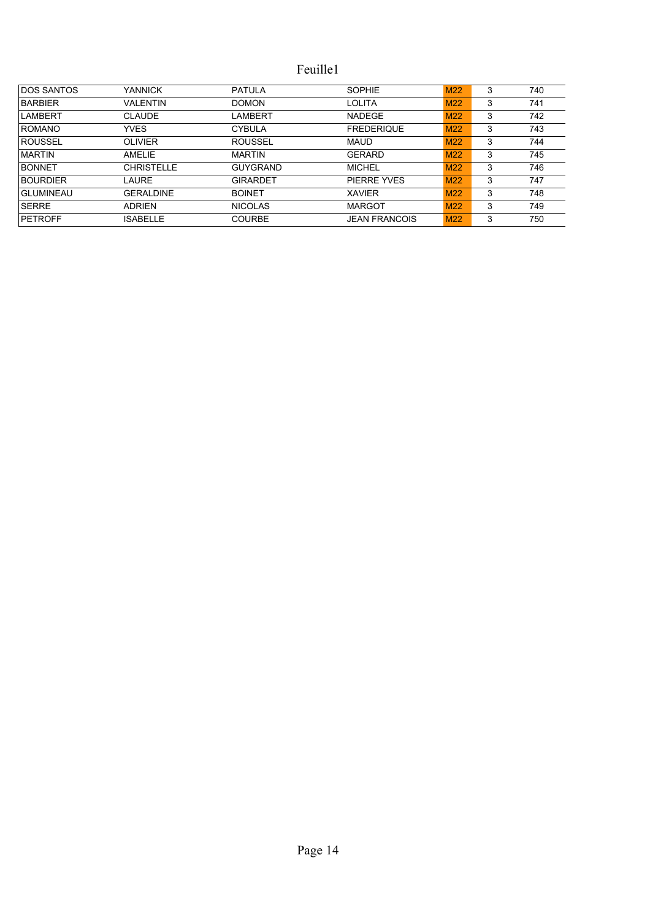| | | | | | | |
|---|---|---|---|---|---|---|
| DOS SANTOS | YANNICK | PATULA | SOPHIE | M22 | 3 | 740 |
| BARBIER | VALENTIN | DOMON | LOLITA | M22 | 3 | 741 |
| LAMBERT | CLAUDE | LAMBERT | NADEGE | M22 | 3 | 742 |
| ROMANO | YVES | CYBULA | FREDERIQUE | M22 | 3 | 743 |
| ROUSSEL | OLIVIER | ROUSSEL | MAUD | M22 | 3 | 744 |
| MARTIN | AMELIE | MARTIN | GERARD | M22 | 3 | 745 |
| BONNET | CHRISTELLE | GUYGRAND | MICHEL | M22 | 3 | 746 |
| BOURDIER | LAURE | GIRARDET | PIERRE YVES | M22 | 3 | 747 |
| GLUMINEAU | GERALDINE | BOINET | XAVIER | M22 | 3 | 748 |
| SERRE | ADRIEN | NICOLAS | MARGOT | M22 | 3 | 749 |
| PETROFF | ISABELLE | COURBE | JEAN FRANCOIS | M22 | 3 | 750 |